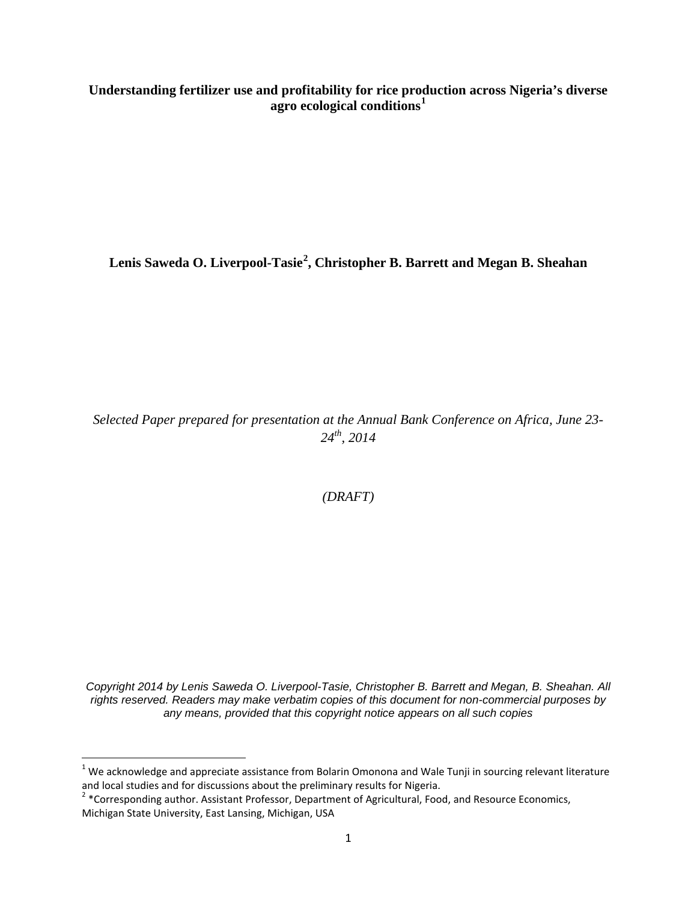# Understanding fertilizer use and profitability for rice production across Nigeria's diverse agro ecological conditions[1]

**Lenis Saweda O. Liverpool-Tasie[2], Christopher B. Barrett and Megan B. Sheahan**

*Selected Paper prepared for presentation at the Annual Bank Conference on Africa, June 23-24th, 2014*

*(DRAFT)*

*Copyright 2014 by Lenis Saweda O. Liverpool-Tasie, Christopher B. Barrett and Megan, B. Sheahan. All rights reserved. Readers may make verbatim copies of this document for non-commercial purposes by any means, provided that this copyright notice appears on all such copies*

---

[1] We acknowledge and appreciate assistance from Bolarin Omonona and Wale Tunji in sourcing relevant literature and local studies and for discussions about the preliminary results for Nigeria.

[2] *Corresponding author. Assistant Professor, Department of Agricultural, Food, and Resource Economics, Michigan State University, East Lansing, Michigan, USA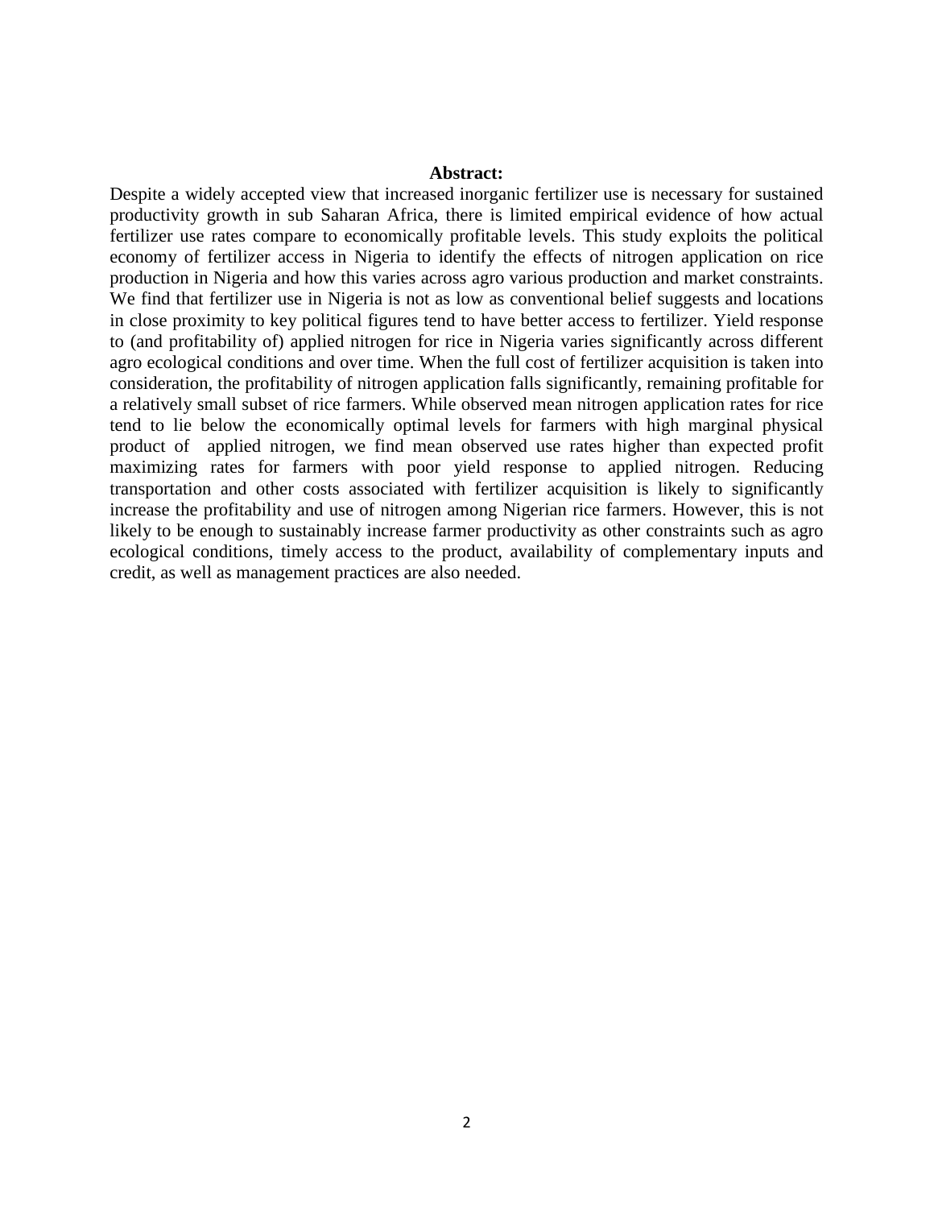**Abstract:**

Despite a widely accepted view that increased inorganic fertilizer use is necessary for sustained productivity growth in sub Saharan Africa, there is limited empirical evidence of how actual fertilizer use rates compare to economically profitable levels. This study exploits the political economy of fertilizer access in Nigeria to identify the effects of nitrogen application on rice production in Nigeria and how this varies across agro various production and market constraints. We find that fertilizer use in Nigeria is not as low as conventional belief suggests and locations in close proximity to key political figures tend to have better access to fertilizer. Yield response to (and profitability of) applied nitrogen for rice in Nigeria varies significantly across different agro ecological conditions and over time. When the full cost of fertilizer acquisition is taken into consideration, the profitability of nitrogen application falls significantly, remaining profitable for a relatively small subset of rice farmers. While observed mean nitrogen application rates for rice tend to lie below the economically optimal levels for farmers with high marginal physical product of applied nitrogen, we find mean observed use rates higher than expected profit maximizing rates for farmers with poor yield response to applied nitrogen. Reducing transportation and other costs associated with fertilizer acquisition is likely to significantly increase the profitability and use of nitrogen among Nigerian rice farmers. However, this is not likely to be enough to sustainably increase farmer productivity as other constraints such as agro ecological conditions, timely access to the product, availability of complementary inputs and credit, as well as management practices are also needed.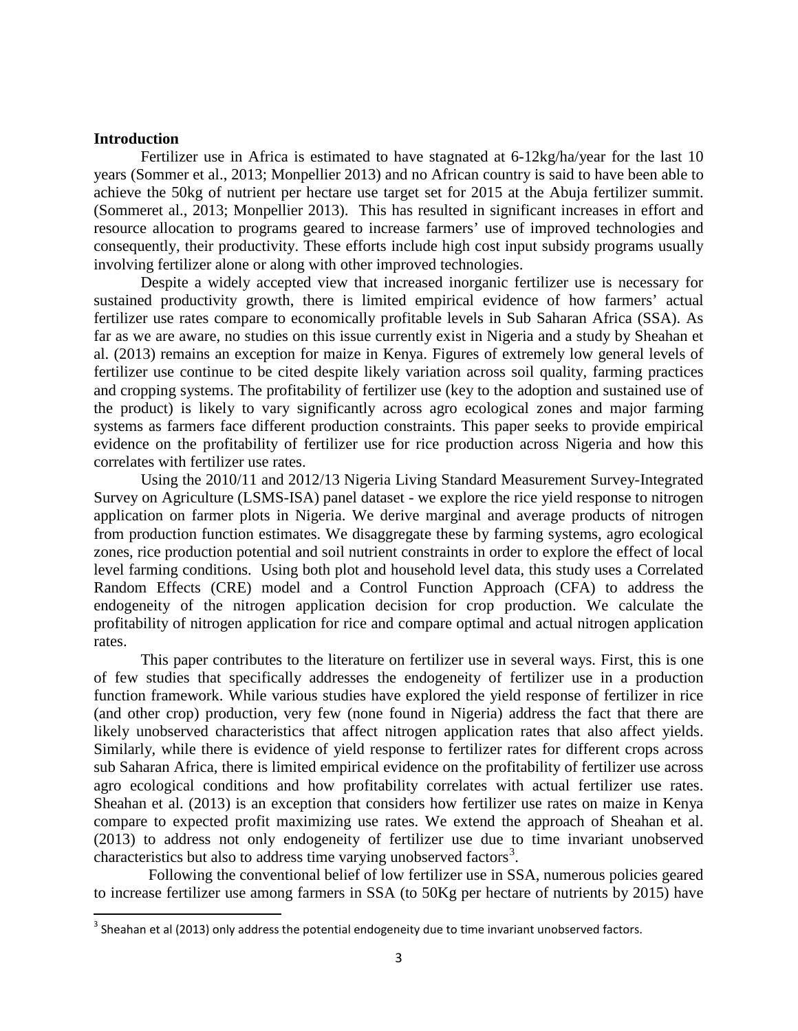## Introduction

Fertilizer use in Africa is estimated to have stagnated at 6-12kg/ha/year for the last 10 years (Sommer et al., 2013; Monpellier 2013) and no African country is said to have been able to achieve the 50kg of nutrient per hectare use target set for 2015 at the Abuja fertilizer summit. (Sommeret al., 2013; Monpellier 2013). This has resulted in significant increases in effort and resource allocation to programs geared to increase farmers' use of improved technologies and consequently, their productivity. These efforts include high cost input subsidy programs usually involving fertilizer alone or along with other improved technologies.

Despite a widely accepted view that increased inorganic fertilizer use is necessary for sustained productivity growth, there is limited empirical evidence of how farmers' actual fertilizer use rates compare to economically profitable levels in Sub Saharan Africa (SSA). As far as we are aware, no studies on this issue currently exist in Nigeria and a study by Sheahan et al. (2013) remains an exception for maize in Kenya. Figures of extremely low general levels of fertilizer use continue to be cited despite likely variation across soil quality, farming practices and cropping systems. The profitability of fertilizer use (key to the adoption and sustained use of the product) is likely to vary significantly across agro ecological zones and major farming systems as farmers face different production constraints. This paper seeks to provide empirical evidence on the profitability of fertilizer use for rice production across Nigeria and how this correlates with fertilizer use rates.

Using the 2010/11 and 2012/13 Nigeria Living Standard Measurement Survey-Integrated Survey on Agriculture (LSMS-ISA) panel dataset - we explore the rice yield response to nitrogen application on farmer plots in Nigeria. We derive marginal and average products of nitrogen from production function estimates. We disaggregate these by farming systems, agro ecological zones, rice production potential and soil nutrient constraints in order to explore the effect of local level farming conditions. Using both plot and household level data, this study uses a Correlated Random Effects (CRE) model and a Control Function Approach (CFA) to address the endogeneity of the nitrogen application decision for crop production. We calculate the profitability of nitrogen application for rice and compare optimal and actual nitrogen application rates.

This paper contributes to the literature on fertilizer use in several ways. First, this is one of few studies that specifically addresses the endogeneity of fertilizer use in a production function framework. While various studies have explored the yield response of fertilizer in rice (and other crop) production, very few (none found in Nigeria) address the fact that there are likely unobserved characteristics that affect nitrogen application rates that also affect yields. Similarly, while there is evidence of yield response to fertilizer rates for different crops across sub Saharan Africa, there is limited empirical evidence on the profitability of fertilizer use across agro ecological conditions and how profitability correlates with actual fertilizer use rates. Sheahan et al. (2013) is an exception that considers how fertilizer use rates on maize in Kenya compare to expected profit maximizing use rates. We extend the approach of Sheahan et al. (2013) to address not only endogeneity of fertilizer use due to time invariant unobserved characteristics but also to address time varying unobserved factors[3].

Following the conventional belief of low fertilizer use in SSA, numerous policies geared to increase fertilizer use among farmers in SSA (to 50Kg per hectare of nutrients by 2015) have

[3] Sheahan et al (2013) only address the potential endogeneity due to time invariant unobserved factors.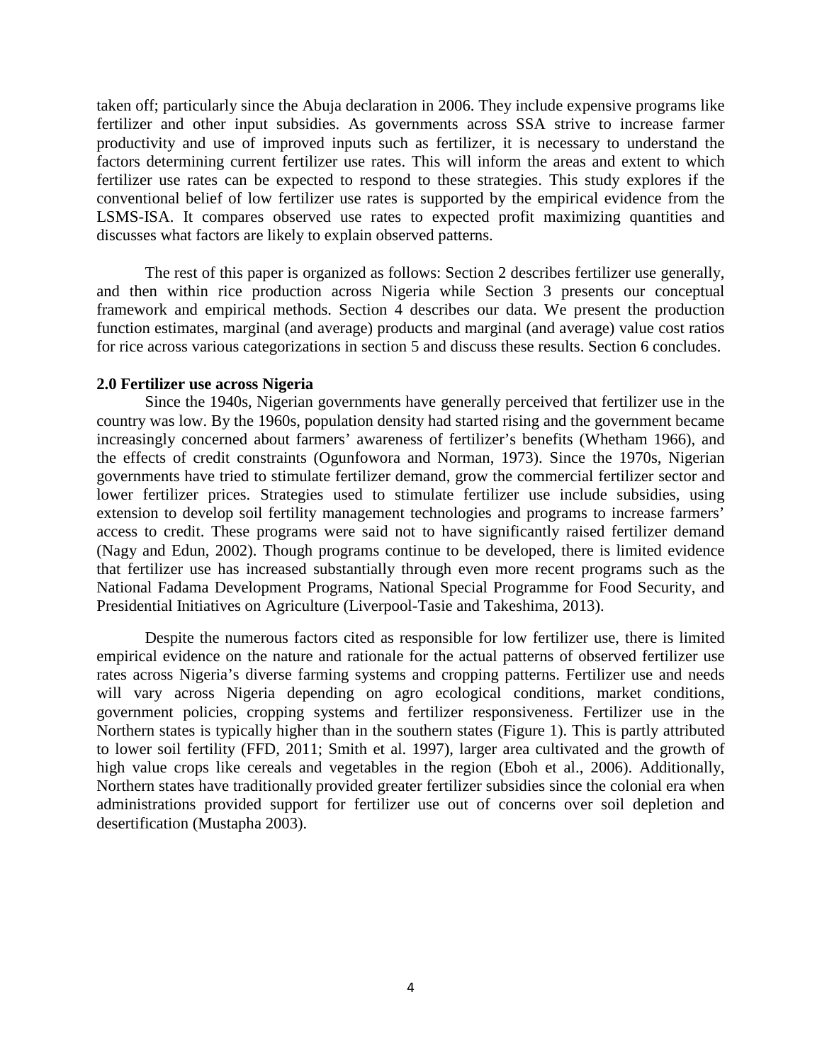taken off; particularly since the Abuja declaration in 2006. They include expensive programs like fertilizer and other input subsidies. As governments across SSA strive to increase farmer productivity and use of improved inputs such as fertilizer, it is necessary to understand the factors determining current fertilizer use rates. This will inform the areas and extent to which fertilizer use rates can be expected to respond to these strategies. This study explores if the conventional belief of low fertilizer use rates is supported by the empirical evidence from the LSMS-ISA. It compares observed use rates to expected profit maximizing quantities and discusses what factors are likely to explain observed patterns.

The rest of this paper is organized as follows: Section 2 describes fertilizer use generally, and then within rice production across Nigeria while Section 3 presents our conceptual framework and empirical methods. Section 4 describes our data. We present the production function estimates, marginal (and average) products and marginal (and average) value cost ratios for rice across various categorizations in section 5 and discuss these results. Section 6 concludes.

## 2.0 Fertilizer use across Nigeria

Since the 1940s, Nigerian governments have generally perceived that fertilizer use in the country was low. By the 1960s, population density had started rising and the government became increasingly concerned about farmers' awareness of fertilizer's benefits (Whetham 1966), and the effects of credit constraints (Ogunfowora and Norman, 1973). Since the 1970s, Nigerian governments have tried to stimulate fertilizer demand, grow the commercial fertilizer sector and lower fertilizer prices. Strategies used to stimulate fertilizer use include subsidies, using extension to develop soil fertility management technologies and programs to increase farmers' access to credit. These programs were said not to have significantly raised fertilizer demand (Nagy and Edun, 2002). Though programs continue to be developed, there is limited evidence that fertilizer use has increased substantially through even more recent programs such as the National Fadama Development Programs, National Special Programme for Food Security, and Presidential Initiatives on Agriculture (Liverpool-Tasie and Takeshima, 2013).

Despite the numerous factors cited as responsible for low fertilizer use, there is limited empirical evidence on the nature and rationale for the actual patterns of observed fertilizer use rates across Nigeria's diverse farming systems and cropping patterns. Fertilizer use and needs will vary across Nigeria depending on agro ecological conditions, market conditions, government policies, cropping systems and fertilizer responsiveness. Fertilizer use in the Northern states is typically higher than in the southern states (Figure 1). This is partly attributed to lower soil fertility (FFD, 2011; Smith et al. 1997), larger area cultivated and the growth of high value crops like cereals and vegetables in the region (Eboh et al., 2006). Additionally, Northern states have traditionally provided greater fertilizer subsidies since the colonial era when administrations provided support for fertilizer use out of concerns over soil depletion and desertification (Mustapha 2003).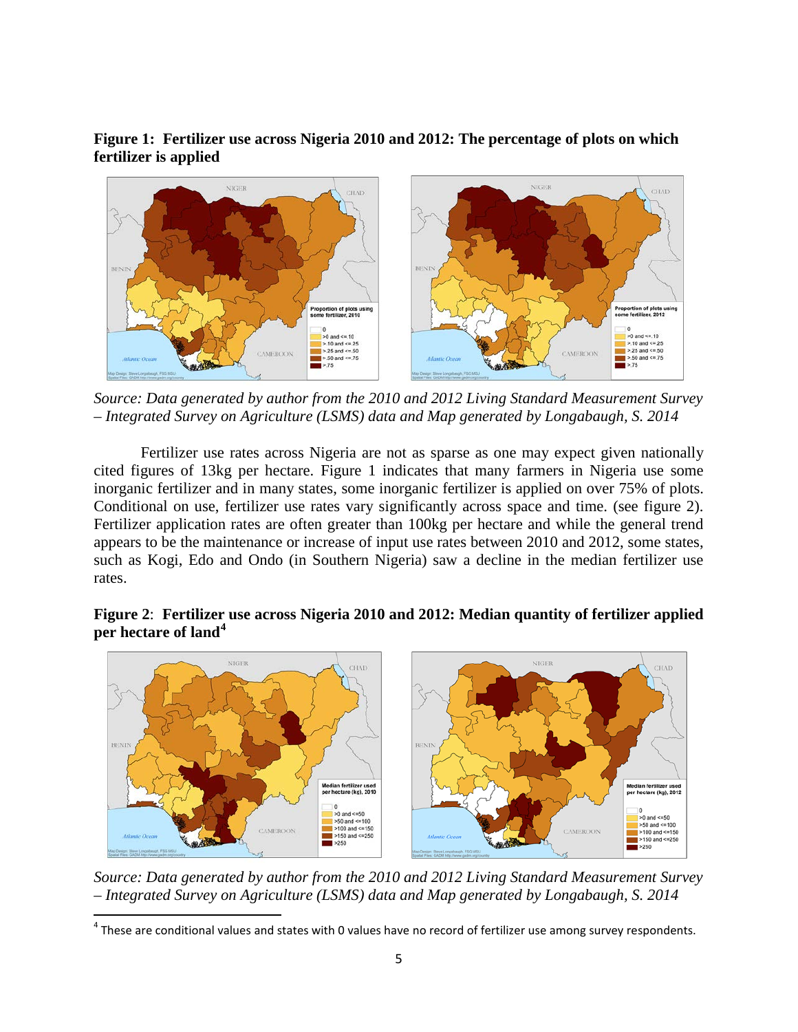**Figure 1: Fertilizer use across Nigeria 2010 and 2012: The percentage of plots on which fertilizer is applied**

*Source: Data generated by author from the 2010 and 2012 Living Standard Measurement Survey – Integrated Survey on Agriculture (LSMS) data and Map generated by Longabaugh, S. 2014*

Fertilizer use rates across Nigeria are not as sparse as one may expect given nationally cited figures of 13kg per hectare. Figure 1 indicates that many farmers in Nigeria use some inorganic fertilizer and in many states, some inorganic fertilizer is applied on over 75% of plots. Conditional on use, fertilizer use rates vary significantly across space and time. (see figure 2). Fertilizer application rates are often greater than 100kg per hectare and while the general trend appears to be the maintenance or increase of input use rates between 2010 and 2012, some states, such as Kogi, Edo and Ondo (in Southern Nigeria) saw a decline in the median fertilizer use rates.

**Figure 2**: **Fertilizer use across Nigeria 2010 and 2012: Median quantity of fertilizer applied per hectare of land**[4]

*Source: Data generated by author from the 2010 and 2012 Living Standard Measurement Survey – Integrated Survey on Agriculture (LSMS) data and Map generated by Longabaugh, S. 2014*

[4] These are conditional values and states with 0 values have no record of fertilizer use among survey respondents.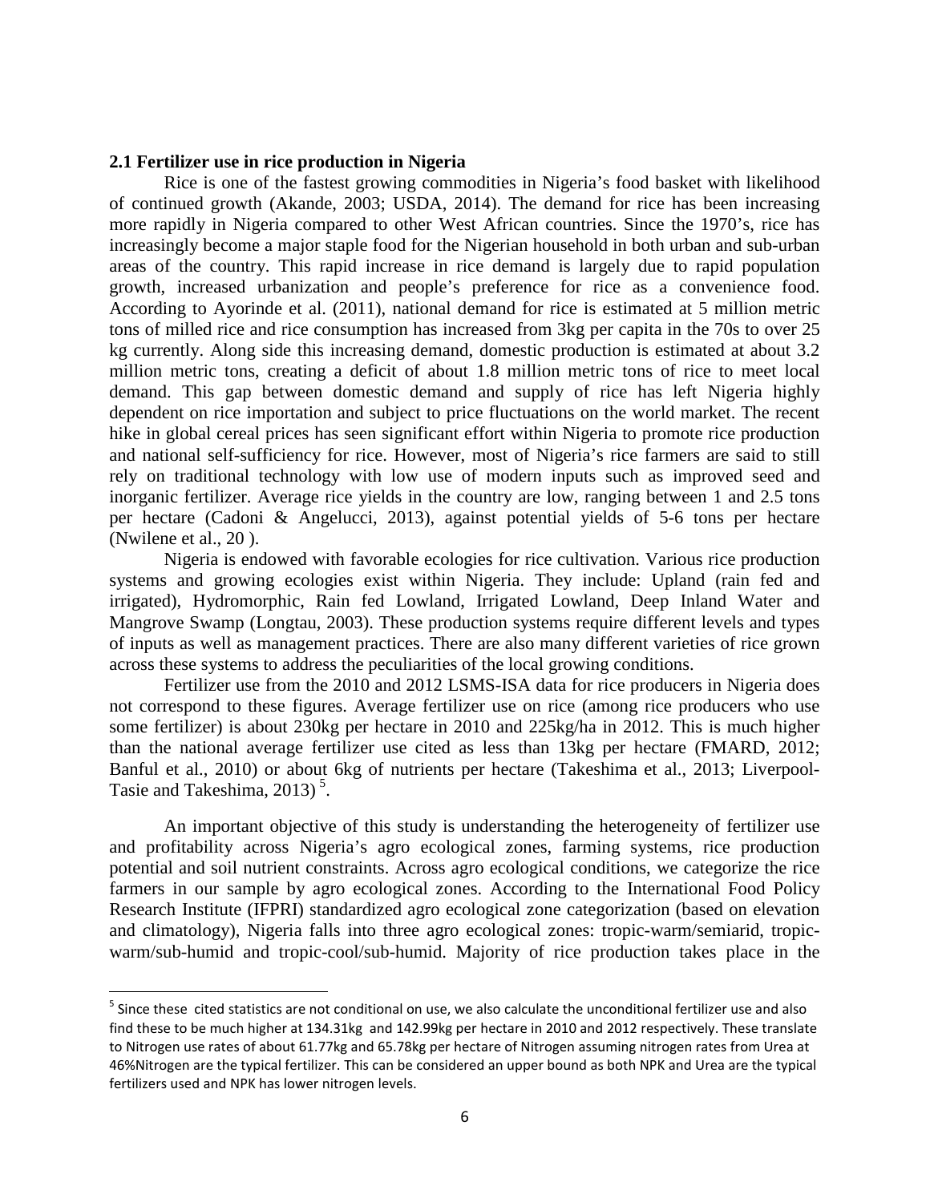### 2.1 Fertilizer use in rice production in Nigeria

Rice is one of the fastest growing commodities in Nigeria's food basket with likelihood of continued growth (Akande, 2003; USDA, 2014). The demand for rice has been increasing more rapidly in Nigeria compared to other West African countries. Since the 1970's, rice has increasingly become a major staple food for the Nigerian household in both urban and sub-urban areas of the country. This rapid increase in rice demand is largely due to rapid population growth, increased urbanization and people's preference for rice as a convenience food. According to Ayorinde et al. (2011), national demand for rice is estimated at 5 million metric tons of milled rice and rice consumption has increased from 3kg per capita in the 70s to over 25 kg currently. Along side this increasing demand, domestic production is estimated at about 3.2 million metric tons, creating a deficit of about 1.8 million metric tons of rice to meet local demand. This gap between domestic demand and supply of rice has left Nigeria highly dependent on rice importation and subject to price fluctuations on the world market. The recent hike in global cereal prices has seen significant effort within Nigeria to promote rice production and national self-sufficiency for rice. However, most of Nigeria's rice farmers are said to still rely on traditional technology with low use of modern inputs such as improved seed and inorganic fertilizer. Average rice yields in the country are low, ranging between 1 and 2.5 tons per hectare (Cadoni & Angelucci, 2013), against potential yields of 5-6 tons per hectare (Nwilene et al., 20 ).

Nigeria is endowed with favorable ecologies for rice cultivation. Various rice production systems and growing ecologies exist within Nigeria. They include: Upland (rain fed and irrigated), Hydromorphic, Rain fed Lowland, Irrigated Lowland, Deep Inland Water and Mangrove Swamp (Longtau, 2003). These production systems require different levels and types of inputs as well as management practices. There are also many different varieties of rice grown across these systems to address the peculiarities of the local growing conditions.

Fertilizer use from the 2010 and 2012 LSMS-ISA data for rice producers in Nigeria does not correspond to these figures. Average fertilizer use on rice (among rice producers who use some fertilizer) is about 230kg per hectare in 2010 and 225kg/ha in 2012. This is much higher than the national average fertilizer use cited as less than 13kg per hectare (FMARD, 2012; Banful et al., 2010) or about 6kg of nutrients per hectare (Takeshima et al., 2013; Liverpool-Tasie and Takeshima, 2013) [5].

An important objective of this study is understanding the heterogeneity of fertilizer use and profitability across Nigeria's agro ecological zones, farming systems, rice production potential and soil nutrient constraints. Across agro ecological conditions, we categorize the rice farmers in our sample by agro ecological zones. According to the International Food Policy Research Institute (IFPRI) standardized agro ecological zone categorization (based on elevation and climatology), Nigeria falls into three agro ecological zones: tropic-warm/semiarid, tropic-warm/sub-humid and tropic-cool/sub-humid. Majority of rice production takes place in the

[5] Since these cited statistics are not conditional on use, we also calculate the unconditional fertilizer use and also find these to be much higher at 134.31kg and 142.99kg per hectare in 2010 and 2012 respectively. These translate to Nitrogen use rates of about 61.77kg and 65.78kg per hectare of Nitrogen assuming nitrogen rates from Urea at 46%Nitrogen are the typical fertilizer. This can be considered an upper bound as both NPK and Urea are the typical fertilizers used and NPK has lower nitrogen levels.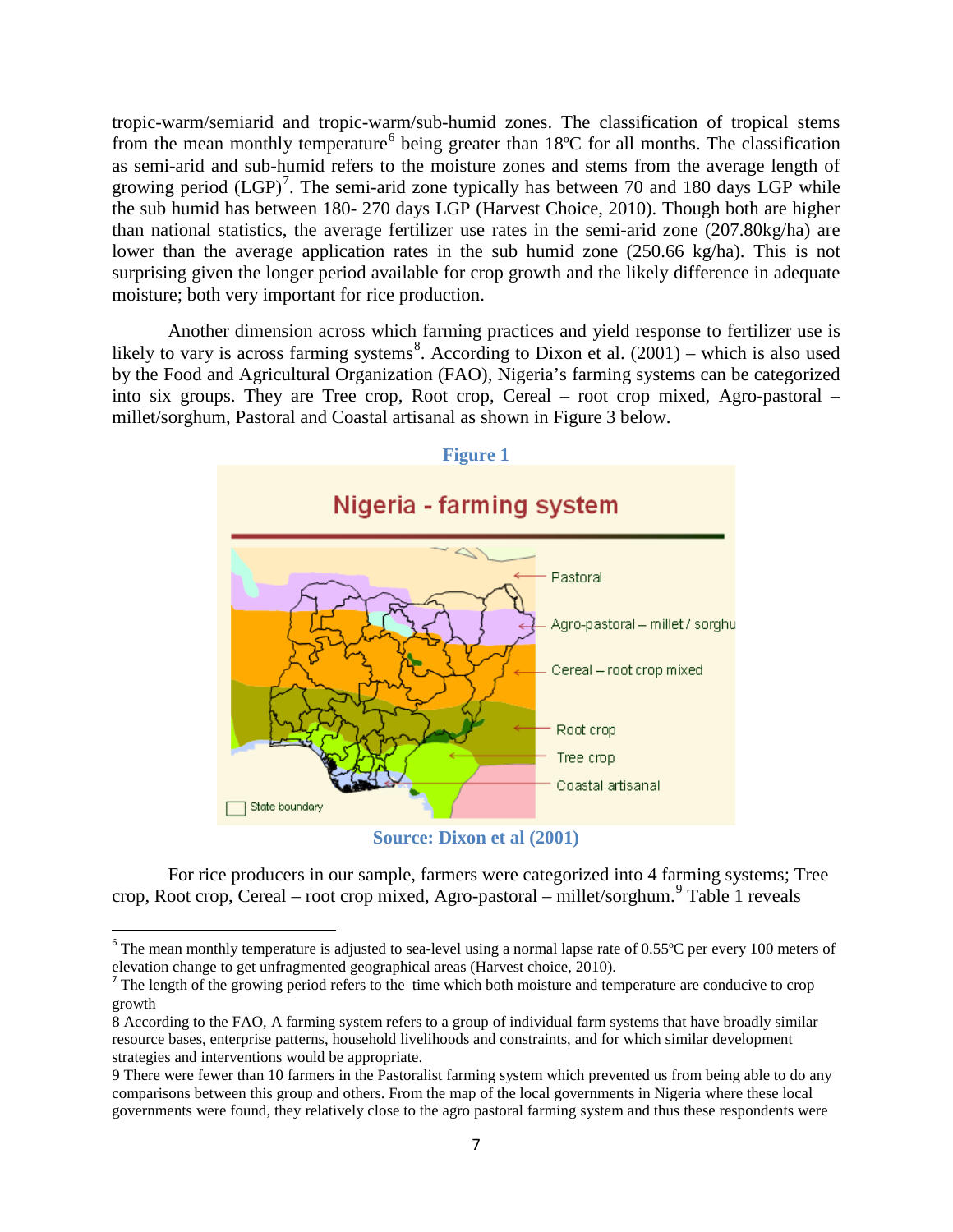tropic-warm/semiarid and tropic-warm/sub-humid zones. The classification of tropical stems from the mean monthly temperature[6] being greater than 18ºC for all months. The classification as semi-arid and sub-humid refers to the moisture zones and stems from the average length of growing period (LGP)[7]. The semi-arid zone typically has between 70 and 180 days LGP while the sub humid has between 180- 270 days LGP (Harvest Choice, 2010). Though both are higher than national statistics, the average fertilizer use rates in the semi-arid zone (207.80kg/ha) are lower than the average application rates in the sub humid zone (250.66 kg/ha). This is not surprising given the longer period available for crop growth and the likely difference in adequate moisture; both very important for rice production.

Another dimension across which farming practices and yield response to fertilizer use is likely to vary is across farming systems[8]. According to Dixon et al. (2001) – which is also used by the Food and Agricultural Organization (FAO), Nigeria's farming systems can be categorized into six groups. They are Tree crop, Root crop, Cereal – root crop mixed, Agro-pastoral – millet/sorghum, Pastoral and Coastal artisanal as shown in Figure 3 below.

**Figure 1**

**Source: Dixon et al (2001)**

For rice producers in our sample, farmers were categorized into 4 farming systems; Tree crop, Root crop, Cereal – root crop mixed, Agro-pastoral – millet/sorghum.[9] Table 1 reveals

---

[6] The mean monthly temperature is adjusted to sea-level using a normal lapse rate of 0.55ºC per every 100 meters of elevation change to get unfragmented geographical areas (Harvest choice, 2010).

[7] The length of the growing period refers to the time which both moisture and temperature are conducive to crop growth

8 According to the FAO, A farming system refers to a group of individual farm systems that have broadly similar resource bases, enterprise patterns, household livelihoods and constraints, and for which similar development strategies and interventions would be appropriate.

9 There were fewer than 10 farmers in the Pastoralist farming system which prevented us from being able to do any comparisons between this group and others. From the map of the local governments in Nigeria where these local governments were found, they relatively close to the agro pastoral farming system and thus these respondents were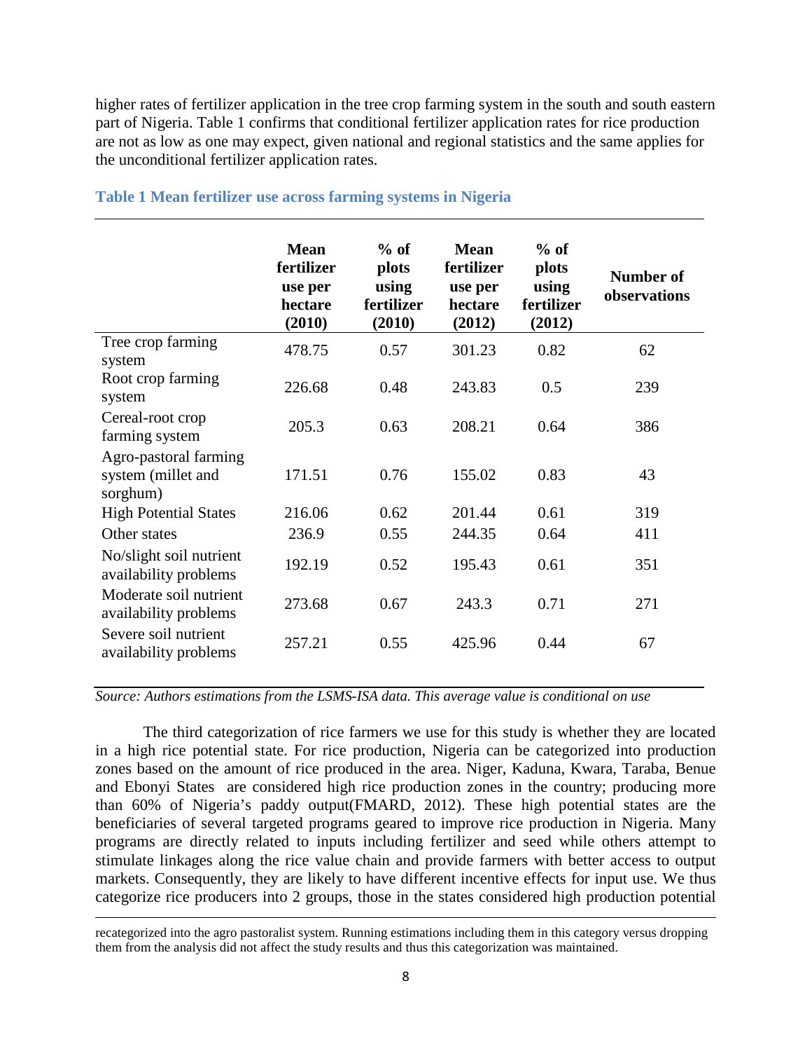higher rates of fertilizer application in the tree crop farming system in the south and south eastern part of Nigeria. Table 1 confirms that conditional fertilizer application rates for rice production are not as low as one may expect, given national and regional statistics and the same applies for the unconditional fertilizer application rates.

**Table 1 Mean fertilizer use across farming systems in Nigeria**

| | Mean fertilizer use per hectare (2010) | % of plots using fertilizer (2010) | Mean fertilizer use per hectare (2012) | % of plots using fertilizer (2012) | Number of observations |
|---|---|---|---|---|---|
| Tree crop farming system | 478.75 | 0.57 | 301.23 | 0.82 | 62 |
| Root crop farming system | 226.68 | 0.48 | 243.83 | 0.5 | 239 |
| Cereal-root crop farming system | 205.3 | 0.63 | 208.21 | 0.64 | 386 |
| Agro-pastoral farming system (millet and sorghum) | 171.51 | 0.76 | 155.02 | 0.83 | 43 |
| High Potential States | 216.06 | 0.62 | 201.44 | 0.61 | 319 |
| Other states | 236.9 | 0.55 | 244.35 | 0.64 | 411 |
| No/slight soil nutrient availability problems | 192.19 | 0.52 | 195.43 | 0.61 | 351 |
| Moderate soil nutrient availability problems | 273.68 | 0.67 | 243.3 | 0.71 | 271 |
| Severe soil nutrient availability problems | 257.21 | 0.55 | 425.96 | 0.44 | 67 |

*Source: Authors estimations from the LSMS-ISA data. This average value is conditional on use*

The third categorization of rice farmers we use for this study is whether they are located in a high rice potential state. For rice production, Nigeria can be categorized into production zones based on the amount of rice produced in the area. Niger, Kaduna, Kwara, Taraba, Benue and Ebonyi States are considered high rice production zones in the country; producing more than 60% of Nigeria's paddy output(FMARD, 2012). These high potential states are the beneficiaries of several targeted programs geared to improve rice production in Nigeria. Many programs are directly related to inputs including fertilizer and seed while others attempt to stimulate linkages along the rice value chain and provide farmers with better access to output markets. Consequently, they are likely to have different incentive effects for input use. We thus categorize rice producers into 2 groups, those in the states considered high production potential

recategorized into the agro pastoralist system. Running estimations including them in this category versus dropping them from the analysis did not affect the study results and thus this categorization was maintained.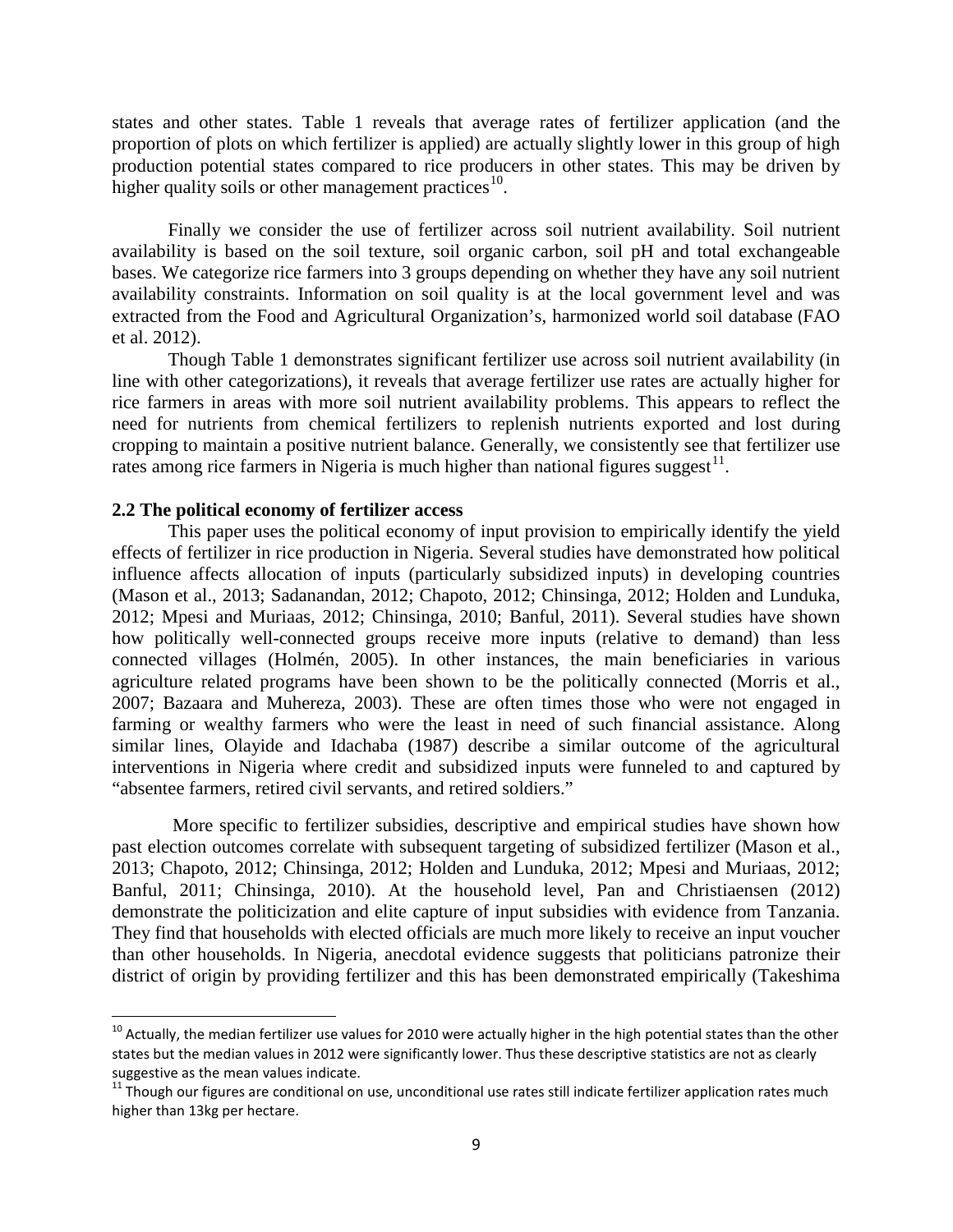states and other states. Table 1 reveals that average rates of fertilizer application (and the proportion of plots on which fertilizer is applied) are actually slightly lower in this group of high production potential states compared to rice producers in other states. This may be driven by higher quality soils or other management practices[10].

Finally we consider the use of fertilizer across soil nutrient availability. Soil nutrient availability is based on the soil texture, soil organic carbon, soil pH and total exchangeable bases. We categorize rice farmers into 3 groups depending on whether they have any soil nutrient availability constraints. Information on soil quality is at the local government level and was extracted from the Food and Agricultural Organization's, harmonized world soil database (FAO et al. 2012).

Though Table 1 demonstrates significant fertilizer use across soil nutrient availability (in line with other categorizations), it reveals that average fertilizer use rates are actually higher for rice farmers in areas with more soil nutrient availability problems. This appears to reflect the need for nutrients from chemical fertilizers to replenish nutrients exported and lost during cropping to maintain a positive nutrient balance. Generally, we consistently see that fertilizer use rates among rice farmers in Nigeria is much higher than national figures suggest[11].

### 2.2 The political economy of fertilizer access

This paper uses the political economy of input provision to empirically identify the yield effects of fertilizer in rice production in Nigeria. Several studies have demonstrated how political influence affects allocation of inputs (particularly subsidized inputs) in developing countries (Mason et al., 2013; Sadanandan, 2012; Chapoto, 2012; Chinsinga, 2012; Holden and Lunduka, 2012; Mpesi and Muriaas, 2012; Chinsinga, 2010; Banful, 2011). Several studies have shown how politically well-connected groups receive more inputs (relative to demand) than less connected villages (Holmén, 2005). In other instances, the main beneficiaries in various agriculture related programs have been shown to be the politically connected (Morris et al., 2007; Bazaara and Muhereza, 2003). These are often times those who were not engaged in farming or wealthy farmers who were the least in need of such financial assistance. Along similar lines, Olayide and Idachaba (1987) describe a similar outcome of the agricultural interventions in Nigeria where credit and subsidized inputs were funneled to and captured by "absentee farmers, retired civil servants, and retired soldiers."

More specific to fertilizer subsidies, descriptive and empirical studies have shown how past election outcomes correlate with subsequent targeting of subsidized fertilizer (Mason et al., 2013; Chapoto, 2012; Chinsinga, 2012; Holden and Lunduka, 2012; Mpesi and Muriaas, 2012; Banful, 2011; Chinsinga, 2010). At the household level, Pan and Christiaensen (2012) demonstrate the politicization and elite capture of input subsidies with evidence from Tanzania. They find that households with elected officials are much more likely to receive an input voucher than other households. In Nigeria, anecdotal evidence suggests that politicians patronize their district of origin by providing fertilizer and this has been demonstrated empirically (Takeshima

---

[10] Actually, the median fertilizer use values for 2010 were actually higher in the high potential states than the other states but the median values in 2012 were significantly lower. Thus these descriptive statistics are not as clearly suggestive as the mean values indicate.

[11] Though our figures are conditional on use, unconditional use rates still indicate fertilizer application rates much higher than 13kg per hectare.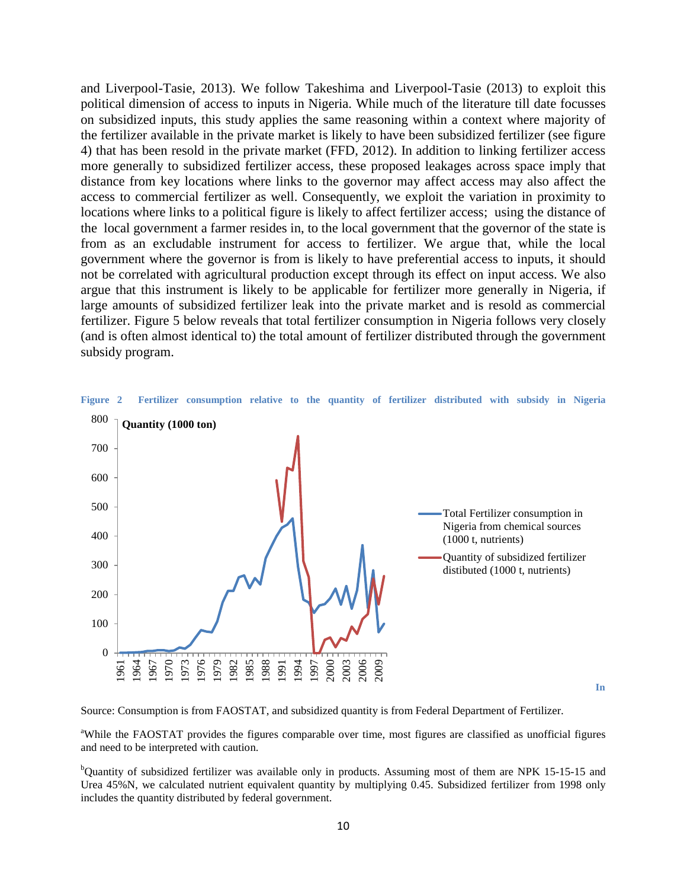and Liverpool-Tasie, 2013). We follow Takeshima and Liverpool-Tasie (2013) to exploit this political dimension of access to inputs in Nigeria. While much of the literature till date focusses on subsidized inputs, this study applies the same reasoning within a context where majority of the fertilizer available in the private market is likely to have been subsidized fertilizer (see figure 4) that has been resold in the private market (FFD, 2012). In addition to linking fertilizer access more generally to subsidized fertilizer access, these proposed leakages across space imply that distance from key locations where links to the governor may affect access may also affect the access to commercial fertilizer as well. Consequently, we exploit the variation in proximity to locations where links to a political figure is likely to affect fertilizer access; using the distance of the local government a farmer resides in, to the local government that the governor of the state is from as an excludable instrument for access to fertilizer. We argue that, while the local government where the governor is from is likely to have preferential access to inputs, it should not be correlated with agricultural production except through its effect on input access. We also argue that this instrument is likely to be applicable for fertilizer more generally in Nigeria, if large amounts of subsidized fertilizer leak into the private market and is resold as commercial fertilizer. Figure 5 below reveals that total fertilizer consumption in Nigeria follows very closely (and is often almost identical to) the total amount of fertilizer distributed through the government subsidy program.

**Figure 2 Fertilizer consumption relative to the quantity of fertilizer distributed with subsidy in Nigeria**

Quantity (1000 ton)

- Total Fertilizer consumption in Nigeria from chemical sources (1000 t, nutrients)
- Quantity of subsidized fertilizer distibuted (1000 t, nutrients)

**In**

Source: Consumption is from FAOSTAT, and subsidized quantity is from Federal Department of Fertilizer.

[a]While the FAOSTAT provides the figures comparable over time, most figures are classified as unofficial figures and need to be interpreted with caution.

[b]Quantity of subsidized fertilizer was available only in products. Assuming most of them are NPK 15-15-15 and Urea 45%N, we calculated nutrient equivalent quantity by multiplying 0.45. Subsidized fertilizer from 1998 only includes the quantity distributed by federal government.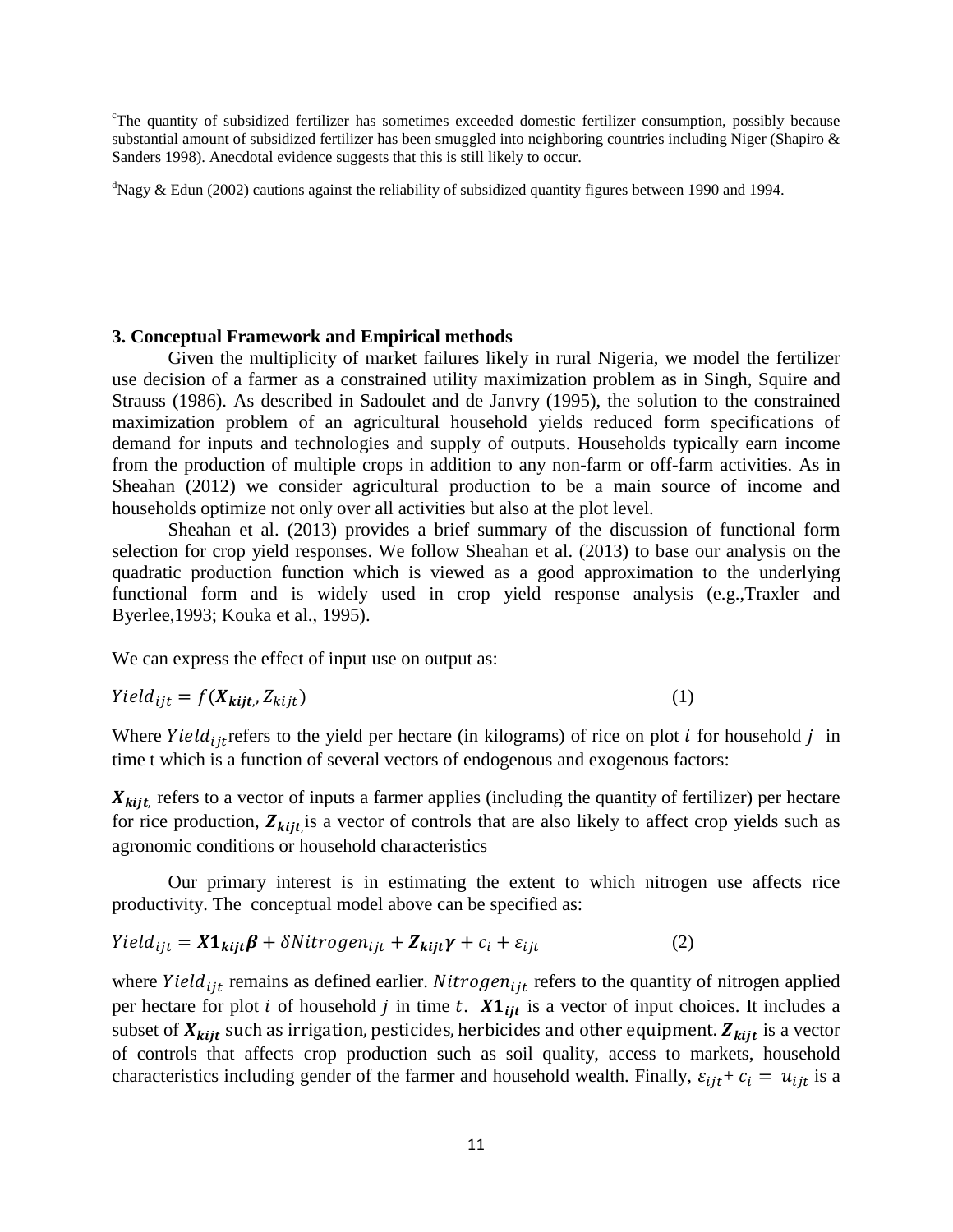[c]The quantity of subsidized fertilizer has sometimes exceeded domestic fertilizer consumption, possibly because substantial amount of subsidized fertilizer has been smuggled into neighboring countries including Niger (Shapiro & Sanders 1998). Anecdotal evidence suggests that this is still likely to occur.

[d]Nagy & Edun (2002) cautions against the reliability of subsidized quantity figures between 1990 and 1994.

## 3. Conceptual Framework and Empirical methods

Given the multiplicity of market failures likely in rural Nigeria, we model the fertilizer use decision of a farmer as a constrained utility maximization problem as in Singh, Squire and Strauss (1986). As described in Sadoulet and de Janvry (1995), the solution to the constrained maximization problem of an agricultural household yields reduced form specifications of demand for inputs and technologies and supply of outputs. Households typically earn income from the production of multiple crops in addition to any non-farm or off-farm activities. As in Sheahan (2012) we consider agricultural production to be a main source of income and households optimize not only over all activities but also at the plot level.

Sheahan et al. (2013) provides a brief summary of the discussion of functional form selection for crop yield responses. We follow Sheahan et al. (2013) to base our analysis on the quadratic production function which is viewed as a good approximation to the underlying functional form and is widely used in crop yield response analysis (e.g.,Traxler and Byerlee,1993; Kouka et al., 1995).

We can express the effect of input use on output as:

$$Yield_{ijt} = f(\boldsymbol{X_{kijt}}, Z_{kijt}) \tag{1}$$

Where $Yield_{ijt}$ refers to the yield per hectare (in kilograms) of rice on plot $i$ for household $j$ in time t which is a function of several vectors of endogenous and exogenous factors:

$\boldsymbol{X_{kijt}}$, refers to a vector of inputs a farmer applies (including the quantity of fertilizer) per hectare for rice production, $\boldsymbol{Z_{kijt}}$, is a vector of controls that are also likely to affect crop yields such as agronomic conditions or household characteristics

Our primary interest is in estimating the extent to which nitrogen use affects rice productivity. The conceptual model above can be specified as:

$$Yield_{ijt} = \boldsymbol{X1_{kijt}\beta} + \delta Nitrogen_{ijt} + \boldsymbol{Z_{kijt}\gamma} + c_i + \varepsilon_{ijt} \tag{2}$$

where $Yield_{ijt}$ remains as defined earlier. $Nitrogen_{ijt}$ refers to the quantity of nitrogen applied per hectare for plot $i$ of household $j$ in time $t$. $\boldsymbol{X1_{ijt}}$ is a vector of input choices. It includes a subset of $\boldsymbol{X_{kijt}}$ such as irrigation, pesticides, herbicides and other equipment. $\boldsymbol{Z_{kijt}}$ is a vector of controls that affects crop production such as soil quality, access to markets, household characteristics including gender of the farmer and household wealth. Finally, $\varepsilon_{ijt} + c_i = u_{ijt}$ is a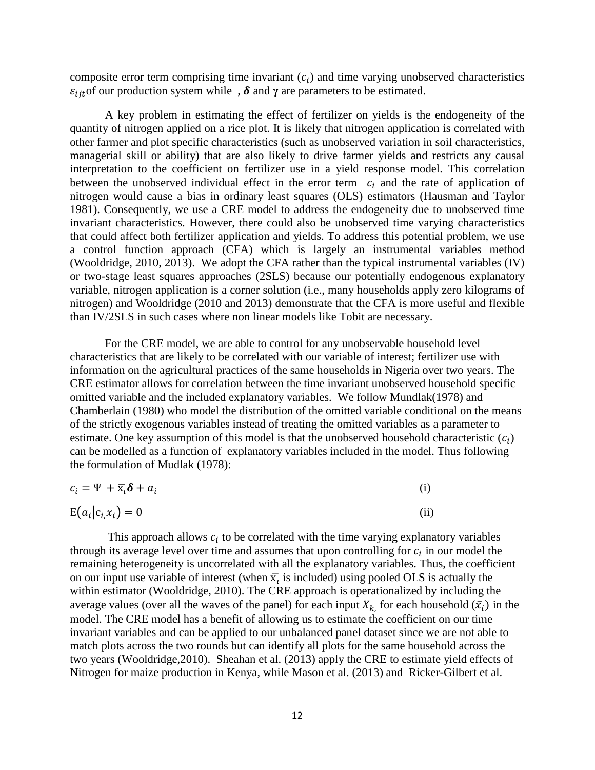composite error term comprising time invariant ($c_i$) and time varying unobserved characteristics $\varepsilon_{ijt}$ of our production system while , $\boldsymbol{\delta}$ and $\boldsymbol{\gamma}$ are parameters to be estimated.

A key problem in estimating the effect of fertilizer on yields is the endogeneity of the quantity of nitrogen applied on a rice plot. It is likely that nitrogen application is correlated with other farmer and plot specific characteristics (such as unobserved variation in soil characteristics, managerial skill or ability) that are also likely to drive farmer yields and restricts any causal interpretation to the coefficient on fertilizer use in a yield response model. This correlation between the unobserved individual effect in the error term $c_i$ and the rate of application of nitrogen would cause a bias in ordinary least squares (OLS) estimators (Hausman and Taylor 1981). Consequently, we use a CRE model to address the endogeneity due to unobserved time invariant characteristics. However, there could also be unobserved time varying characteristics that could affect both fertilizer application and yields. To address this potential problem, we use a control function approach (CFA) which is largely an instrumental variables method (Wooldridge, 2010, 2013). We adopt the CFA rather than the typical instrumental variables (IV) or two-stage least squares approaches (2SLS) because our potentially endogenous explanatory variable, nitrogen application is a corner solution (i.e., many households apply zero kilograms of nitrogen) and Wooldridge (2010 and 2013) demonstrate that the CFA is more useful and flexible than IV/2SLS in such cases where non linear models like Tobit are necessary.

For the CRE model, we are able to control for any unobservable household level characteristics that are likely to be correlated with our variable of interest; fertilizer use with information on the agricultural practices of the same households in Nigeria over two years. The CRE estimator allows for correlation between the time invariant unobserved household specific omitted variable and the included explanatory variables. We follow Mundlak(1978) and Chamberlain (1980) who model the distribution of the omitted variable conditional on the means of the strictly exogenous variables instead of treating the omitted variables as a parameter to estimate. One key assumption of this model is that the unobserved household characteristic ($c_i$) can be modelled as a function of explanatory variables included in the model. Thus following the formulation of Mudlak (1978):

$$c_i = \Psi + \bar{x}_i \boldsymbol{\delta} + a_i \qquad \text{(i)}$$

$$E(a_i | c_i, x_i) = 0 \qquad \text{(ii)}$$

This approach allows $c_i$ to be correlated with the time varying explanatory variables through its average level over time and assumes that upon controlling for $c_i$ in our model the remaining heterogeneity is uncorrelated with all the explanatory variables. Thus, the coefficient on our input use variable of interest (when $\bar{x}_i$ is included) using pooled OLS is actually the within estimator (Wooldridge, 2010). The CRE approach is operationalized by including the average values (over all the waves of the panel) for each input $X_k$, for each household ($\bar{x}_i$) in the model. The CRE model has a benefit of allowing us to estimate the coefficient on our time invariant variables and can be applied to our unbalanced panel dataset since we are not able to match plots across the two rounds but can identify all plots for the same household across the two years (Wooldridge,2010). Sheahan et al. (2013) apply the CRE to estimate yield effects of Nitrogen for maize production in Kenya, while Mason et al. (2013) and Ricker-Gilbert et al.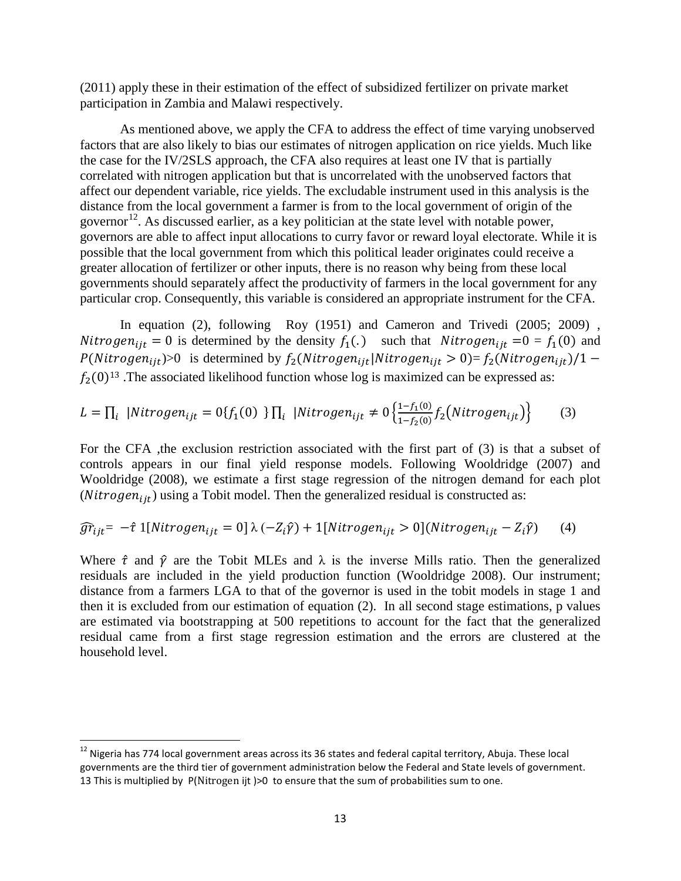(2011) apply these in their estimation of the effect of subsidized fertilizer on private market participation in Zambia and Malawi respectively.

As mentioned above, we apply the CFA to address the effect of time varying unobserved factors that are also likely to bias our estimates of nitrogen application on rice yields. Much like the case for the IV/2SLS approach, the CFA also requires at least one IV that is partially correlated with nitrogen application but that is uncorrelated with the unobserved factors that affect our dependent variable, rice yields. The excludable instrument used in this analysis is the distance from the local government a farmer is from to the local government of origin of the governor[12]. As discussed earlier, as a key politician at the state level with notable power, governors are able to affect input allocations to curry favor or reward loyal electorate. While it is possible that the local government from which this political leader originates could receive a greater allocation of fertilizer or other inputs, there is no reason why being from these local governments should separately affect the productivity of farmers in the local government for any particular crop. Consequently, this variable is considered an appropriate instrument for the CFA.

In equation (2), following Roy (1951) and Cameron and Trivedi (2005; 2009) , $Nitrogen_{ijt} = 0$ is determined by the density $f_1(.)$ such that $Nitrogen_{ijt} = 0 = f_1(0)$ and $P(Nitrogen_{ijt}) > 0$ is determined by $f_2(Nitrogen_{ijt} | Nitrogen_{ijt} > 0) = f_2(Nitrogen_{ijt})/1 - f_2(0)$[13] .The associated likelihood function whose log is maximized can be expressed as:

$$L = \prod_i \; |Nitrogen_{ijt} = 0\{f_1(0)\; \} \prod_i \; |Nitrogen_{ijt} \neq 0 \left\{ \frac{1-f_1(0)}{1-f_2(0)} f_2\big(Nitrogen_{ijt}\big) \right\} \qquad (3)$$

For the CFA ,the exclusion restriction associated with the first part of (3) is that a subset of controls appears in our final yield response models. Following Wooldridge (2007) and Wooldridge (2008), we estimate a first stage regression of the nitrogen demand for each plot ($Nitrogen_{ijt}$) using a Tobit model. Then the generalized residual is constructed as:

$$\widehat{gr}_{ijt} = -\hat{\tau}\, 1[Nitrogen_{ijt} = 0]\, \lambda\, (-Z_i \hat{\gamma}) + 1[Nitrogen_{ijt} > 0](Nitrogen_{ijt} - Z_i \hat{\gamma}) \qquad (4)$$

Where $\hat{\tau}$ and $\hat{\gamma}$ are the Tobit MLEs and $\lambda$ is the inverse Mills ratio. Then the generalized residuals are included in the yield production function (Wooldridge 2008). Our instrument; distance from a farmers LGA to that of the governor is used in the tobit models in stage 1 and then it is excluded from our estimation of equation (2). In all second stage estimations, p values are estimated via bootstrapping at 500 repetitions to account for the fact that the generalized residual came from a first stage regression estimation and the errors are clustered at the household level.

---

[12] Nigeria has 774 local government areas across its 36 states and federal capital territory, Abuja. These local governments are the third tier of government administration below the Federal and State levels of government.

[13] This is multiplied by P(Nitrogen ijt )>0 to ensure that the sum of probabilities sum to one.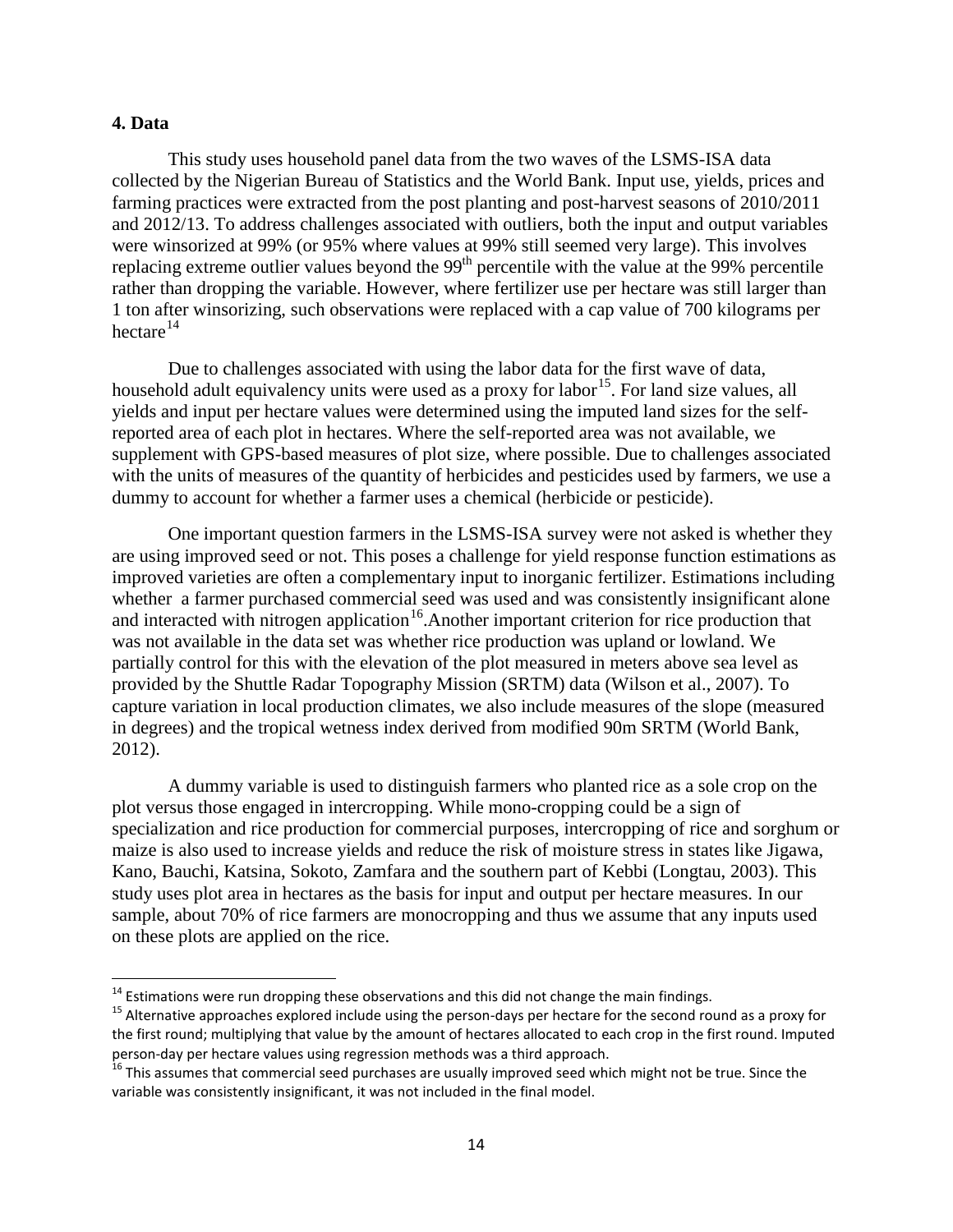## 4. Data

This study uses household panel data from the two waves of the LSMS-ISA data collected by the Nigerian Bureau of Statistics and the World Bank. Input use, yields, prices and farming practices were extracted from the post planting and post-harvest seasons of 2010/2011 and 2012/13. To address challenges associated with outliers, both the input and output variables were winsorized at 99% (or 95% where values at 99% still seemed very large). This involves replacing extreme outlier values beyond the 99th percentile with the value at the 99% percentile rather than dropping the variable. However, where fertilizer use per hectare was still larger than 1 ton after winsorizing, such observations were replaced with a cap value of 700 kilograms per hectare[14]

Due to challenges associated with using the labor data for the first wave of data, household adult equivalency units were used as a proxy for labor[15]. For land size values, all yields and input per hectare values were determined using the imputed land sizes for the self-reported area of each plot in hectares. Where the self-reported area was not available, we supplement with GPS-based measures of plot size, where possible. Due to challenges associated with the units of measures of the quantity of herbicides and pesticides used by farmers, we use a dummy to account for whether a farmer uses a chemical (herbicide or pesticide).

One important question farmers in the LSMS-ISA survey were not asked is whether they are using improved seed or not. This poses a challenge for yield response function estimations as improved varieties are often a complementary input to inorganic fertilizer. Estimations including whether a farmer purchased commercial seed was used and was consistently insignificant alone and interacted with nitrogen application[16].Another important criterion for rice production that was not available in the data set was whether rice production was upland or lowland. We partially control for this with the elevation of the plot measured in meters above sea level as provided by the Shuttle Radar Topography Mission (SRTM) data (Wilson et al., 2007). To capture variation in local production climates, we also include measures of the slope (measured in degrees) and the tropical wetness index derived from modified 90m SRTM (World Bank, 2012).

A dummy variable is used to distinguish farmers who planted rice as a sole crop on the plot versus those engaged in intercropping. While mono-cropping could be a sign of specialization and rice production for commercial purposes, intercropping of rice and sorghum or maize is also used to increase yields and reduce the risk of moisture stress in states like Jigawa, Kano, Bauchi, Katsina, Sokoto, Zamfara and the southern part of Kebbi (Longtau, 2003). This study uses plot area in hectares as the basis for input and output per hectare measures. In our sample, about 70% of rice farmers are monocropping and thus we assume that any inputs used on these plots are applied on the rice.

---

[14] Estimations were run dropping these observations and this did not change the main findings.

[15] Alternative approaches explored include using the person-days per hectare for the second round as a proxy for the first round; multiplying that value by the amount of hectares allocated to each crop in the first round. Imputed person-day per hectare values using regression methods was a third approach.

[16] This assumes that commercial seed purchases are usually improved seed which might not be true. Since the variable was consistently insignificant, it was not included in the final model.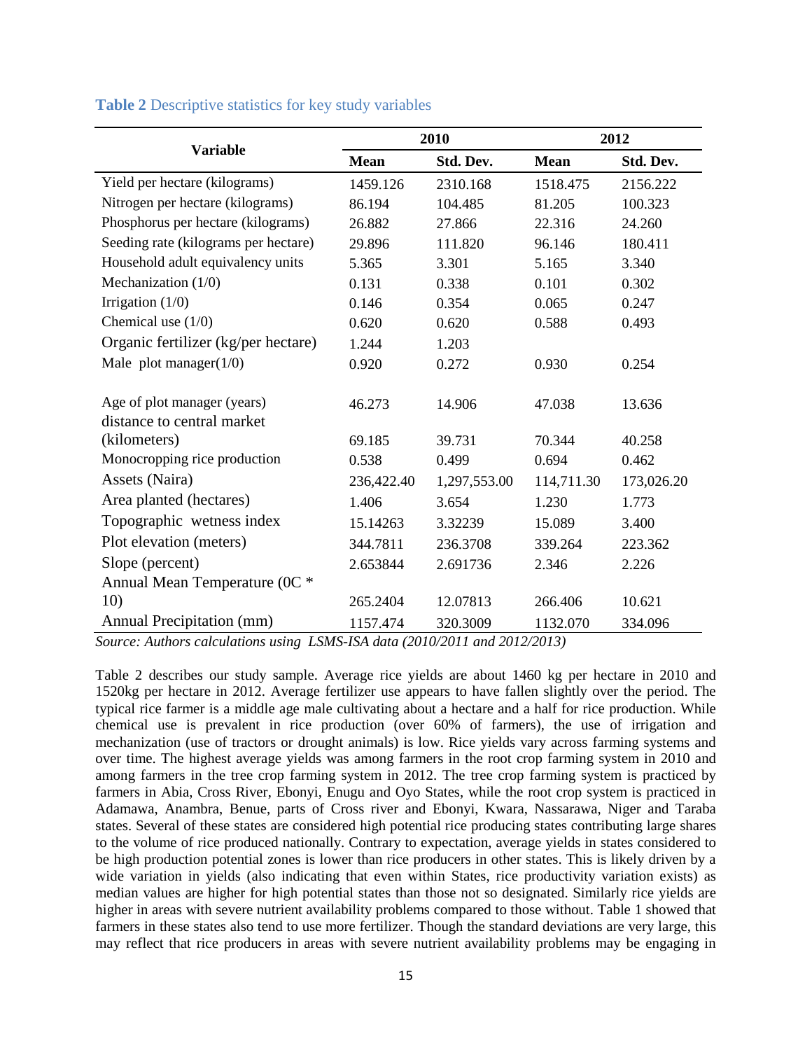**Table 2** Descriptive statistics for key study variables

| Variable | 2010 | | 2012 | |
|---|---|---|---|---|
| | Mean | Std. Dev. | Mean | Std. Dev. |
| Yield per hectare (kilograms) | 1459.126 | 2310.168 | 1518.475 | 2156.222 |
| Nitrogen per hectare (kilograms) | 86.194 | 104.485 | 81.205 | 100.323 |
| Phosphorus per hectare (kilograms) | 26.882 | 27.866 | 22.316 | 24.260 |
| Seeding rate (kilograms per hectare) | 29.896 | 111.820 | 96.146 | 180.411 |
| Household adult equivalency units | 5.365 | 3.301 | 5.165 | 3.340 |
| Mechanization (1/0) | 0.131 | 0.338 | 0.101 | 0.302 |
| Irrigation (1/0) | 0.146 | 0.354 | 0.065 | 0.247 |
| Chemical use (1/0) | 0.620 | 0.620 | 0.588 | 0.493 |
| Organic fertilizer (kg/per hectare) | 1.244 | 1.203 | | |
| Male plot manager(1/0) | 0.920 | 0.272 | 0.930 | 0.254 |
| Age of plot manager (years) | 46.273 | 14.906 | 47.038 | 13.636 |
| distance to central market (kilometers) | 69.185 | 39.731 | 70.344 | 40.258 |
| Monocropping rice production | 0.538 | 0.499 | 0.694 | 0.462 |
| Assets (Naira) | 236,422.40 | 1,297,553.00 | 114,711.30 | 173,026.20 |
| Area planted (hectares) | 1.406 | 3.654 | 1.230 | 1.773 |
| Topographic wetness index | 15.14263 | 3.32239 | 15.089 | 3.400 |
| Plot elevation (meters) | 344.7811 | 236.3708 | 339.264 | 223.362 |
| Slope (percent) | 2.653844 | 2.691736 | 2.346 | 2.226 |
| Annual Mean Temperature (0C * 10) | 265.2404 | 12.07813 | 266.406 | 10.621 |
| Annual Precipitation (mm) | 1157.474 | 320.3009 | 1132.070 | 334.096 |

*Source: Authors calculations using LSMS-ISA data (2010/2011 and 2012/2013)*

Table 2 describes our study sample. Average rice yields are about 1460 kg per hectare in 2010 and 1520kg per hectare in 2012. Average fertilizer use appears to have fallen slightly over the period. The typical rice farmer is a middle age male cultivating about a hectare and a half for rice production. While chemical use is prevalent in rice production (over 60% of farmers), the use of irrigation and mechanization (use of tractors or drought animals) is low. Rice yields vary across farming systems and over time. The highest average yields was among farmers in the root crop farming system in 2010 and among farmers in the tree crop farming system in 2012. The tree crop farming system is practiced by farmers in Abia, Cross River, Ebonyi, Enugu and Oyo States, while the root crop system is practiced in Adamawa, Anambra, Benue, parts of Cross river and Ebonyi, Kwara, Nassarawa, Niger and Taraba states. Several of these states are considered high potential rice producing states contributing large shares to the volume of rice produced nationally. Contrary to expectation, average yields in states considered to be high production potential zones is lower than rice producers in other states. This is likely driven by a wide variation in yields (also indicating that even within States, rice productivity variation exists) as median values are higher for high potential states than those not so designated. Similarly rice yields are higher in areas with severe nutrient availability problems compared to those without. Table 1 showed that farmers in these states also tend to use more fertilizer. Though the standard deviations are very large, this may reflect that rice producers in areas with severe nutrient availability problems may be engaging in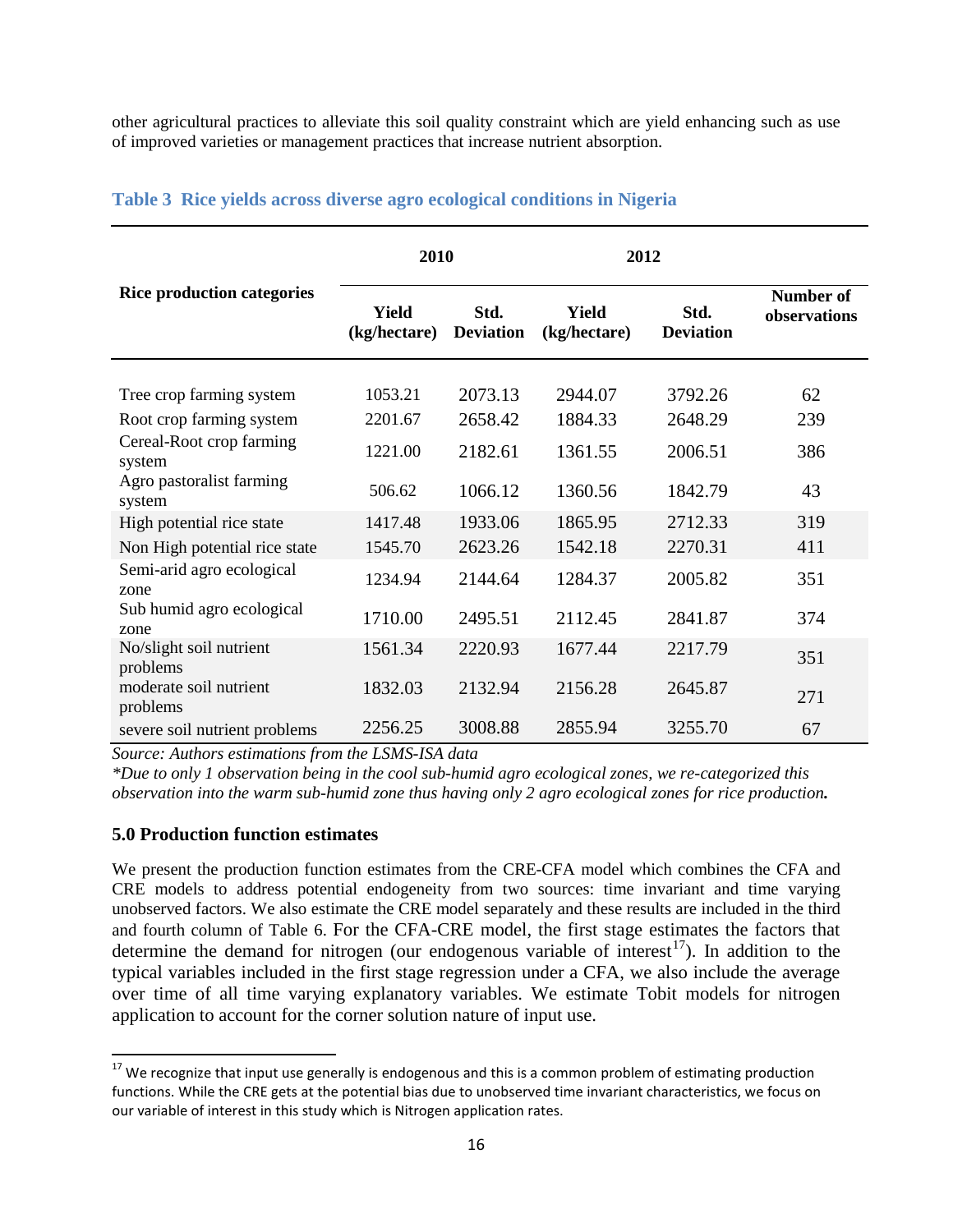other agricultural practices to alleviate this soil quality constraint which are yield enhancing such as use of improved varieties or management practices that increase nutrient absorption.

**Table 3 Rice yields across diverse agro ecological conditions in Nigeria**

| Rice production categories | 2010 | | 2012 | | |
|---|---|---|---|---|---|
| | Yield (kg/hectare) | Std. Deviation | Yield (kg/hectare) | Std. Deviation | Number of observations |
| Tree crop farming system | 1053.21 | 2073.13 | 2944.07 | 3792.26 | 62 |
| Root crop farming system | 2201.67 | 2658.42 | 1884.33 | 2648.29 | 239 |
| Cereal-Root crop farming system | 1221.00 | 2182.61 | 1361.55 | 2006.51 | 386 |
| Agro pastoralist farming system | 506.62 | 1066.12 | 1360.56 | 1842.79 | 43 |
| High potential rice state | 1417.48 | 1933.06 | 1865.95 | 2712.33 | 319 |
| Non High potential rice state | 1545.70 | 2623.26 | 1542.18 | 2270.31 | 411 |
| Semi-arid agro ecological zone | 1234.94 | 2144.64 | 1284.37 | 2005.82 | 351 |
| Sub humid agro ecological zone | 1710.00 | 2495.51 | 2112.45 | 2841.87 | 374 |
| No/slight soil nutrient problems | 1561.34 | 2220.93 | 1677.44 | 2217.79 | 351 |
| moderate soil nutrient problems | 1832.03 | 2132.94 | 2156.28 | 2645.87 | 271 |
| severe soil nutrient problems | 2256.25 | 3008.88 | 2855.94 | 3255.70 | 67 |

*Source: Authors estimations from the LSMS-ISA data*

*\*Due to only 1 observation being in the cool sub-humid agro ecological zones, we re-categorized this observation into the warm sub-humid zone thus having only 2 agro ecological zones for rice production.*

### 5.0 Production function estimates

We present the production function estimates from the CRE-CFA model which combines the CFA and CRE models to address potential endogeneity from two sources: time invariant and time varying unobserved factors. We also estimate the CRE model separately and these results are included in the third and fourth column of Table 6. For the CFA-CRE model, the first stage estimates the factors that determine the demand for nitrogen (our endogenous variable of interest[17]). In addition to the typical variables included in the first stage regression under a CFA, we also include the average over time of all time varying explanatory variables. We estimate Tobit models for nitrogen application to account for the corner solution nature of input use.

[17] We recognize that input use generally is endogenous and this is a common problem of estimating production functions. While the CRE gets at the potential bias due to unobserved time invariant characteristics, we focus on our variable of interest in this study which is Nitrogen application rates.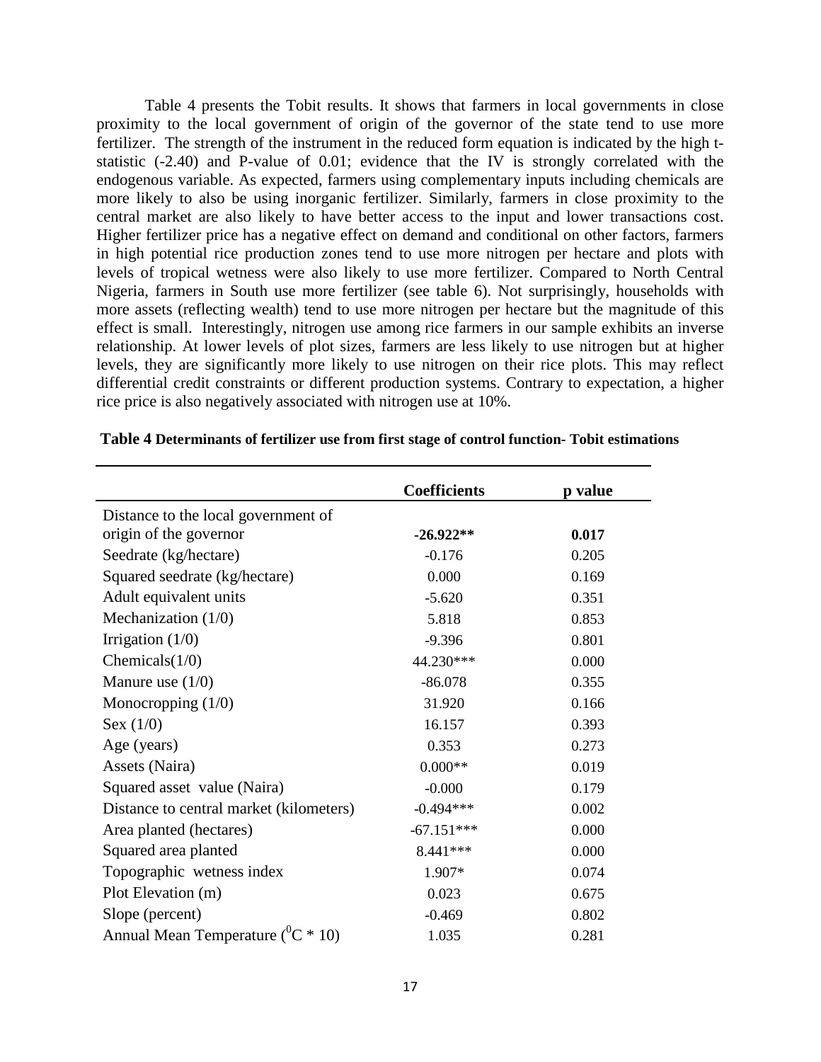Table 4 presents the Tobit results. It shows that farmers in local governments in close proximity to the local government of origin of the governor of the state tend to use more fertilizer. The strength of the instrument in the reduced form equation is indicated by the high t-statistic (-2.40) and P-value of 0.01; evidence that the IV is strongly correlated with the endogenous variable. As expected, farmers using complementary inputs including chemicals are more likely to also be using inorganic fertilizer. Similarly, farmers in close proximity to the central market are also likely to have better access to the input and lower transactions cost. Higher fertilizer price has a negative effect on demand and conditional on other factors, farmers in high potential rice production zones tend to use more nitrogen per hectare and plots with levels of tropical wetness were also likely to use more fertilizer. Compared to North Central Nigeria, farmers in South use more fertilizer (see table 6). Not surprisingly, households with more assets (reflecting wealth) tend to use more nitrogen per hectare but the magnitude of this effect is small. Interestingly, nitrogen use among rice farmers in our sample exhibits an inverse relationship. At lower levels of plot sizes, farmers are less likely to use nitrogen but at higher levels, they are significantly more likely to use nitrogen on their rice plots. This may reflect differential credit constraints or different production systems. Contrary to expectation, a higher rice price is also negatively associated with nitrogen use at 10%.

**Table 4 Determinants of fertilizer use from first stage of control function- Tobit estimations**

| | Coefficients | p value |
|---|---|---|
| Distance to the local government of origin of the governor | **-26.922\*\*** | **0.017** |
| Seedrate (kg/hectare) | -0.176 | 0.205 |
| Squared seedrate (kg/hectare) | 0.000 | 0.169 |
| Adult equivalent units | -5.620 | 0.351 |
| Mechanization (1/0) | 5.818 | 0.853 |
| Irrigation (1/0) | -9.396 | 0.801 |
| Chemicals(1/0) | 44.230*** | 0.000 |
| Manure use (1/0) | -86.078 | 0.355 |
| Monocropping (1/0) | 31.920 | 0.166 |
| Sex (1/0) | 16.157 | 0.393 |
| Age (years) | 0.353 | 0.273 |
| Assets (Naira) | 0.000** | 0.019 |
| Squared asset value (Naira) | -0.000 | 0.179 |
| Distance to central market (kilometers) | -0.494*** | 0.002 |
| Area planted (hectares) | -67.151*** | 0.000 |
| Squared area planted | 8.441*** | 0.000 |
| Topographic wetness index | 1.907* | 0.074 |
| Plot Elevation (m) | 0.023 | 0.675 |
| Slope (percent) | -0.469 | 0.802 |
| Annual Mean Temperature ($^{0}C * 10$) | 1.035 | 0.281 |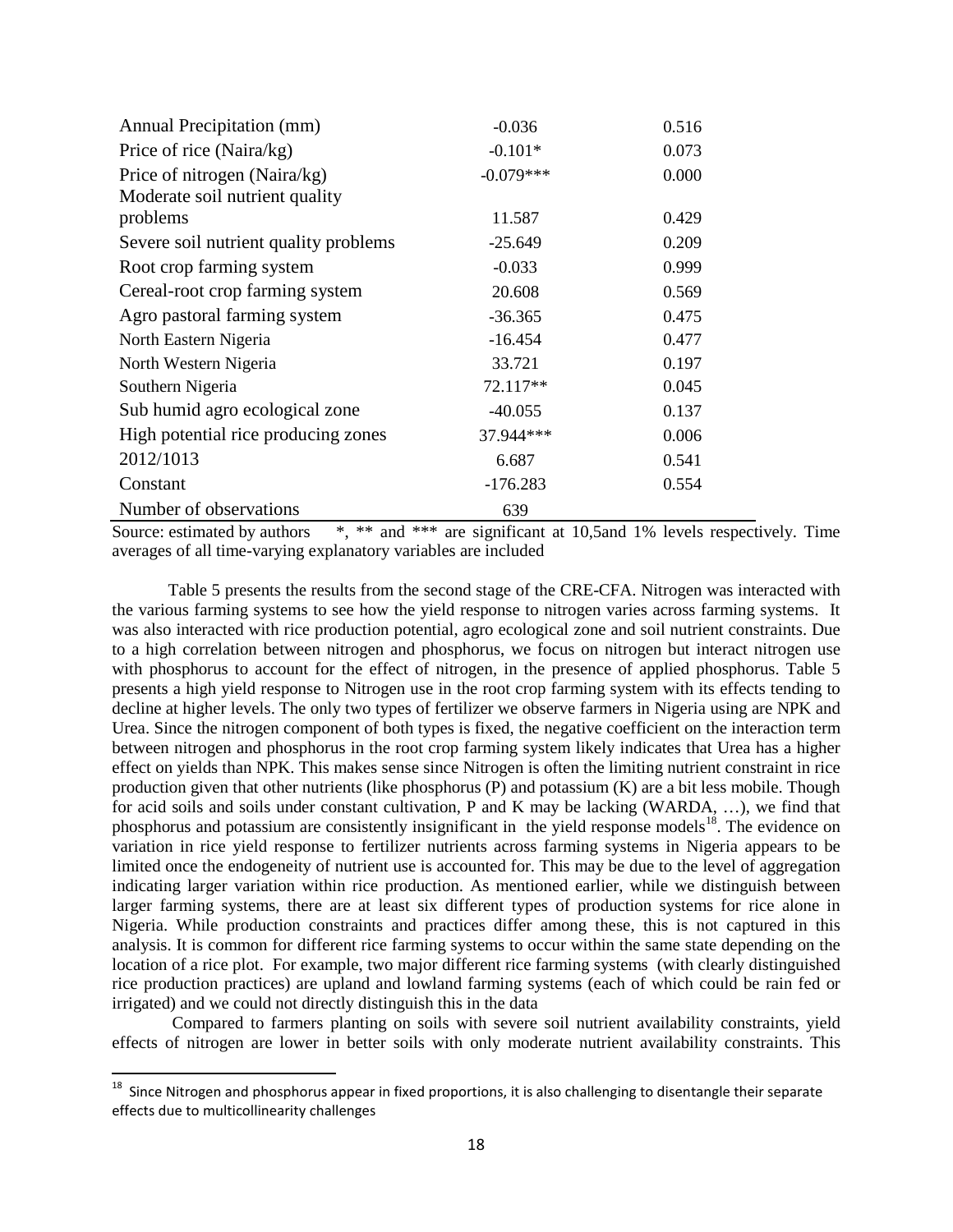| | | |
|---|---|---|
| Annual Precipitation (mm) | -0.036 | 0.516 |
| Price of rice (Naira/kg) | -0.101* | 0.073 |
| Price of nitrogen (Naira/kg) | -0.079*** | 0.000 |
| Moderate soil nutrient quality problems | 11.587 | 0.429 |
| Severe soil nutrient quality problems | -25.649 | 0.209 |
| Root crop farming system | -0.033 | 0.999 |
| Cereal-root crop farming system | 20.608 | 0.569 |
| Agro pastoral farming system | -36.365 | 0.475 |
| North Eastern Nigeria | -16.454 | 0.477 |
| North Western Nigeria | 33.721 | 0.197 |
| Southern Nigeria | 72.117** | 0.045 |
| Sub humid agro ecological zone | -40.055 | 0.137 |
| High potential rice producing zones | 37.944*** | 0.006 |
| 2012/1013 | 6.687 | 0.541 |
| Constant | -176.283 | 0.554 |
| Number of observations | 639 | |

Source: estimated by authors *, ** and *** are significant at 10,5and 1% levels respectively. Time averages of all time-varying explanatory variables are included

Table 5 presents the results from the second stage of the CRE-CFA. Nitrogen was interacted with the various farming systems to see how the yield response to nitrogen varies across farming systems. It was also interacted with rice production potential, agro ecological zone and soil nutrient constraints. Due to a high correlation between nitrogen and phosphorus, we focus on nitrogen but interact nitrogen use with phosphorus to account for the effect of nitrogen, in the presence of applied phosphorus. Table 5 presents a high yield response to Nitrogen use in the root crop farming system with its effects tending to decline at higher levels. The only two types of fertilizer we observe farmers in Nigeria using are NPK and Urea. Since the nitrogen component of both types is fixed, the negative coefficient on the interaction term between nitrogen and phosphorus in the root crop farming system likely indicates that Urea has a higher effect on yields than NPK. This makes sense since Nitrogen is often the limiting nutrient constraint in rice production given that other nutrients (like phosphorus (P) and potassium (K) are a bit less mobile. Though for acid soils and soils under constant cultivation, P and K may be lacking (WARDA, …), we find that phosphorus and potassium are consistently insignificant in the yield response models[18]. The evidence on variation in rice yield response to fertilizer nutrients across farming systems in Nigeria appears to be limited once the endogeneity of nutrient use is accounted for. This may be due to the level of aggregation indicating larger variation within rice production. As mentioned earlier, while we distinguish between larger farming systems, there are at least six different types of production systems for rice alone in Nigeria. While production constraints and practices differ among these, this is not captured in this analysis. It is common for different rice farming systems to occur within the same state depending on the location of a rice plot. For example, two major different rice farming systems (with clearly distinguished rice production practices) are upland and lowland farming systems (each of which could be rain fed or irrigated) and we could not directly distinguish this in the data

Compared to farmers planting on soils with severe soil nutrient availability constraints, yield effects of nitrogen are lower in better soils with only moderate nutrient availability constraints. This

[18] Since Nitrogen and phosphorus appear in fixed proportions, it is also challenging to disentangle their separate effects due to multicollinearity challenges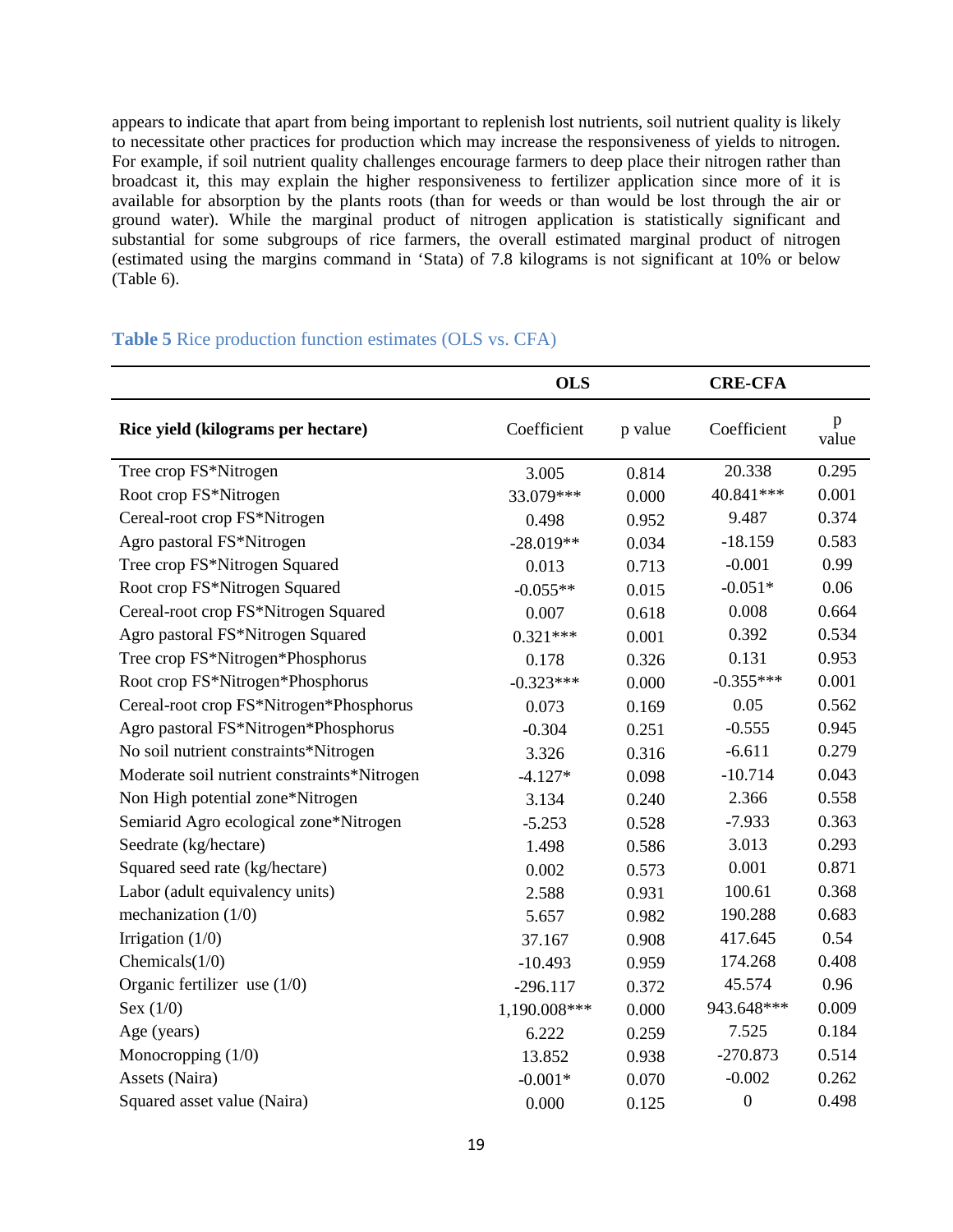appears to indicate that apart from being important to replenish lost nutrients, soil nutrient quality is likely to necessitate other practices for production which may increase the responsiveness of yields to nitrogen. For example, if soil nutrient quality challenges encourage farmers to deep place their nitrogen rather than broadcast it, this may explain the higher responsiveness to fertilizer application since more of it is available for absorption by the plants roots (than for weeds or than would be lost through the air or ground water). While the marginal product of nitrogen application is statistically significant and substantial for some subgroups of rice farmers, the overall estimated marginal product of nitrogen (estimated using the margins command in 'Stata) of 7.8 kilograms is not significant at 10% or below (Table 6).

**Table 5** Rice production function estimates (OLS vs. CFA)

| | **OLS** | | **CRE-CFA** | |
|---|---|---|---|---|
| **Rice yield (kilograms per hectare)** | Coefficient | p value | Coefficient | p value |
| Tree crop FS*Nitrogen | 3.005 | 0.814 | 20.338 | 0.295 |
| Root crop FS*Nitrogen | 33.079*** | 0.000 | 40.841*** | 0.001 |
| Cereal-root crop FS*Nitrogen | 0.498 | 0.952 | 9.487 | 0.374 |
| Agro pastoral FS*Nitrogen | -28.019** | 0.034 | -18.159 | 0.583 |
| Tree crop FS*Nitrogen Squared | 0.013 | 0.713 | -0.001 | 0.99 |
| Root crop FS*Nitrogen Squared | -0.055** | 0.015 | -0.051* | 0.06 |
| Cereal-root crop FS*Nitrogen Squared | 0.007 | 0.618 | 0.008 | 0.664 |
| Agro pastoral FS*Nitrogen Squared | 0.321*** | 0.001 | 0.392 | 0.534 |
| Tree crop FS*Nitrogen*Phosphorus | 0.178 | 0.326 | 0.131 | 0.953 |
| Root crop FS*Nitrogen*Phosphorus | -0.323*** | 0.000 | -0.355*** | 0.001 |
| Cereal-root crop FS*Nitrogen*Phosphorus | 0.073 | 0.169 | 0.05 | 0.562 |
| Agro pastoral FS*Nitrogen*Phosphorus | -0.304 | 0.251 | -0.555 | 0.945 |
| No soil nutrient constraints*Nitrogen | 3.326 | 0.316 | -6.611 | 0.279 |
| Moderate soil nutrient constraints*Nitrogen | -4.127* | 0.098 | -10.714 | 0.043 |
| Non High potential zone*Nitrogen | 3.134 | 0.240 | 2.366 | 0.558 |
| Semiarid Agro ecological zone*Nitrogen | -5.253 | 0.528 | -7.933 | 0.363 |
| Seedrate (kg/hectare) | 1.498 | 0.586 | 3.013 | 0.293 |
| Squared seed rate (kg/hectare) | 0.002 | 0.573 | 0.001 | 0.871 |
| Labor (adult equivalency units) | 2.588 | 0.931 | 100.61 | 0.368 |
| mechanization (1/0) | 5.657 | 0.982 | 190.288 | 0.683 |
| Irrigation (1/0) | 37.167 | 0.908 | 417.645 | 0.54 |
| Chemicals(1/0) | -10.493 | 0.959 | 174.268 | 0.408 |
| Organic fertilizer use (1/0) | -296.117 | 0.372 | 45.574 | 0.96 |
| Sex (1/0) | 1,190.008*** | 0.000 | 943.648*** | 0.009 |
| Age (years) | 6.222 | 0.259 | 7.525 | 0.184 |
| Monocropping (1/0) | 13.852 | 0.938 | -270.873 | 0.514 |
| Assets (Naira) | -0.001* | 0.070 | -0.002 | 0.262 |
| Squared asset value (Naira) | 0.000 | 0.125 | 0 | 0.498 |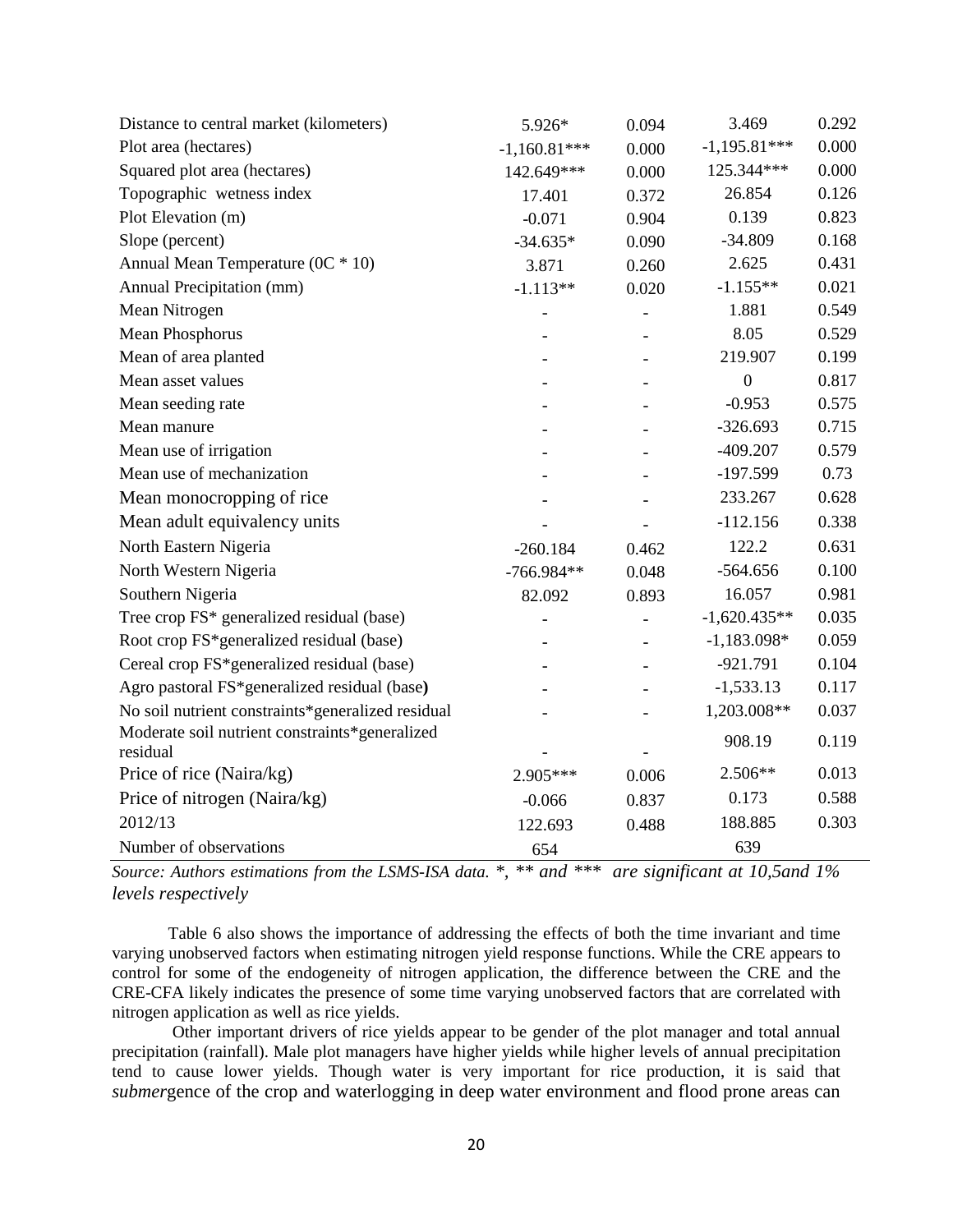| | | | | |
|---|---|---|---|---|
| Distance to central market (kilometers) | 5.926* | 0.094 | 3.469 | 0.292 |
| Plot area (hectares) | -1,160.81*** | 0.000 | -1,195.81*** | 0.000 |
| Squared plot area (hectares) | 142.649*** | 0.000 | 125.344*** | 0.000 |
| Topographic wetness index | 17.401 | 0.372 | 26.854 | 0.126 |
| Plot Elevation (m) | -0.071 | 0.904 | 0.139 | 0.823 |
| Slope (percent) | -34.635* | 0.090 | -34.809 | 0.168 |
| Annual Mean Temperature (0C * 10) | 3.871 | 0.260 | 2.625 | 0.431 |
| Annual Precipitation (mm) | -1.113** | 0.020 | -1.155** | 0.021 |
| Mean Nitrogen | - | - | 1.881 | 0.549 |
| Mean Phosphorus | - | - | 8.05 | 0.529 |
| Mean of area planted | - | - | 219.907 | 0.199 |
| Mean asset values | - | - | 0 | 0.817 |
| Mean seeding rate | - | - | -0.953 | 0.575 |
| Mean manure | - | - | -326.693 | 0.715 |
| Mean use of irrigation | - | - | -409.207 | 0.579 |
| Mean use of mechanization | - | - | -197.599 | 0.73 |
| Mean monocropping of rice | - | - | 233.267 | 0.628 |
| Mean adult equivalency units | - | - | -112.156 | 0.338 |
| North Eastern Nigeria | -260.184 | 0.462 | 122.2 | 0.631 |
| North Western Nigeria | -766.984** | 0.048 | -564.656 | 0.100 |
| Southern Nigeria | 82.092 | 0.893 | 16.057 | 0.981 |
| Tree crop FS* generalized residual (base) | - | - | -1,620.435** | 0.035 |
| Root crop FS*generalized residual (base) | - | - | -1,183.098* | 0.059 |
| Cereal crop FS*generalized residual (base) | - | - | -921.791 | 0.104 |
| Agro pastoral FS*generalized residual (base**)** | - | - | -1,533.13 | 0.117 |
| No soil nutrient constraints*generalized residual | - | - | 1,203.008** | 0.037 |
| Moderate soil nutrient constraints*generalized residual | - | - | 908.19 | 0.119 |
| Price of rice (Naira/kg) | 2.905*** | 0.006 | 2.506** | 0.013 |
| Price of nitrogen (Naira/kg) | -0.066 | 0.837 | 0.173 | 0.588 |
| 2012/13 | 122.693 | 0.488 | 188.885 | 0.303 |
| Number of observations | 654 | | 639 | |

*Source: Authors estimations from the LSMS-ISA data. *, ** and *** are significant at 10,5and 1% levels respectively*

Table 6 also shows the importance of addressing the effects of both the time invariant and time varying unobserved factors when estimating nitrogen yield response functions. While the CRE appears to control for some of the endogeneity of nitrogen application, the difference between the CRE and the CRE-CFA likely indicates the presence of some time varying unobserved factors that are correlated with nitrogen application as well as rice yields.

Other important drivers of rice yields appear to be gender of the plot manager and total annual precipitation (rainfall). Male plot managers have higher yields while higher levels of annual precipitation tend to cause lower yields. Though water is very important for rice production, it is said that *submer*gence of the crop and waterlogging in deep water environment and flood prone areas can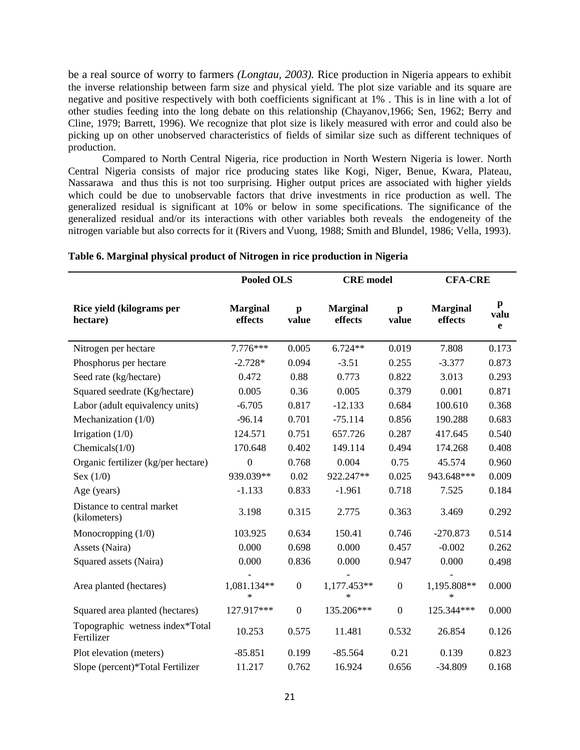be a real source of worry to farmers *(Longtau, 2003).* Rice production in Nigeria appears to exhibit the inverse relationship between farm size and physical yield. The plot size variable and its square are negative and positive respectively with both coefficients significant at 1% . This is in line with a lot of other studies feeding into the long debate on this relationship (Chayanov,1966; Sen, 1962; Berry and Cline, 1979; Barrett, 1996). We recognize that plot size is likely measured with error and could also be picking up on other unobserved characteristics of fields of similar size such as different techniques of production.

Compared to North Central Nigeria, rice production in North Western Nigeria is lower. North Central Nigeria consists of major rice producing states like Kogi, Niger, Benue, Kwara, Plateau, Nassarawa and thus this is not too surprising. Higher output prices are associated with higher yields which could be due to unobservable factors that drive investments in rice production as well. The generalized residual is significant at 10% or below in some specifications. The significance of the generalized residual and/or its interactions with other variables both reveals the endogeneity of the nitrogen variable but also corrects for it (Rivers and Vuong, 1988; Smith and Blundel, 1986; Vella, 1993).

**Table 6. Marginal physical product of Nitrogen in rice production in Nigeria**

| | **Pooled OLS** | | **CRE model** | | **CFA-CRE** | |
|---|---|---|---|---|---|---|
| **Rice yield (kilograms per hectare)** | **Marginal effects** | **p value** | **Marginal effects** | **p value** | **Marginal effects** | **p value** |
| Nitrogen per hectare | 7.776*** | 0.005 | 6.724** | 0.019 | 7.808 | 0.173 |
| Phosphorus per hectare | -2.728* | 0.094 | -3.51 | 0.255 | -3.377 | 0.873 |
| Seed rate (kg/hectare) | 0.472 | 0.88 | 0.773 | 0.822 | 3.013 | 0.293 |
| Squared seedrate (Kg/hectare) | 0.005 | 0.36 | 0.005 | 0.379 | 0.001 | 0.871 |
| Labor (adult equivalency units) | -6.705 | 0.817 | -12.133 | 0.684 | 100.610 | 0.368 |
| Mechanization (1/0) | -96.14 | 0.701 | -75.114 | 0.856 | 190.288 | 0.683 |
| Irrigation (1/0) | 124.571 | 0.751 | 657.726 | 0.287 | 417.645 | 0.540 |
| Chemicals(1/0) | 170.648 | 0.402 | 149.114 | 0.494 | 174.268 | 0.408 |
| Organic fertilizer (kg/per hectare) | 0 | 0.768 | 0.004 | 0.75 | 45.574 | 0.960 |
| Sex (1/0) | 939.039** | 0.02 | 922.247** | 0.025 | 943.648*** | 0.009 |
| Age (years) | -1.133 | 0.833 | -1.961 | 0.718 | 7.525 | 0.184 |
| Distance to central market (kilometers) | 3.198 | 0.315 | 2.775 | 0.363 | 3.469 | 0.292 |
| Monocropping (1/0) | 103.925 | 0.634 | 150.41 | 0.746 | -270.873 | 0.514 |
| Assets (Naira) | 0.000 | 0.698 | 0.000 | 0.457 | -0.002 | 0.262 |
| Squared assets (Naira) | 0.000 | 0.836 | 0.000 | 0.947 | 0.000 | 0.498 |
| Area planted (hectares) | -1,081.134*** | 0 | -1,177.453*** | 0 | -1,195.808*** | 0.000 |
| Squared area planted (hectares) | 127.917*** | 0 | 135.206*** | 0 | 125.344*** | 0.000 |
| Topographic wetness index*Total Fertilizer | 10.253 | 0.575 | 11.481 | 0.532 | 26.854 | 0.126 |
| Plot elevation (meters) | -85.851 | 0.199 | -85.564 | 0.21 | 0.139 | 0.823 |
| Slope (percent)*Total Fertilizer | 11.217 | 0.762 | 16.924 | 0.656 | -34.809 | 0.168 |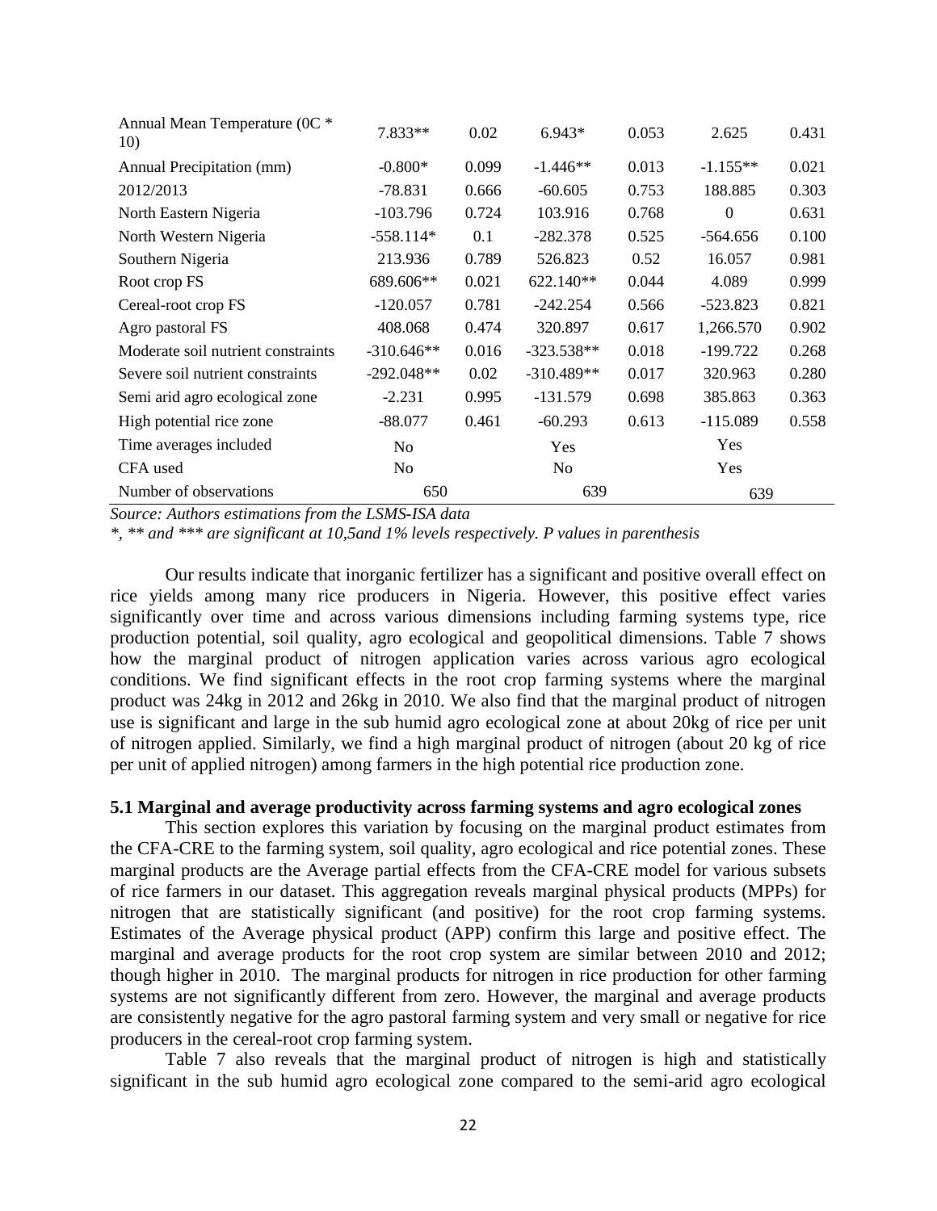| | | | | | | |
|---|---|---|---|---|---|---|
| Annual Mean Temperature (0C * 10) | 7.833** | 0.02 | 6.943* | 0.053 | 2.625 | 0.431 |
| Annual Precipitation (mm) | -0.800* | 0.099 | -1.446** | 0.013 | -1.155** | 0.021 |
| 2012/2013 | -78.831 | 0.666 | -60.605 | 0.753 | 188.885 | 0.303 |
| North Eastern Nigeria | -103.796 | 0.724 | 103.916 | 0.768 | 0 | 0.631 |
| North Western Nigeria | -558.114* | 0.1 | -282.378 | 0.525 | -564.656 | 0.100 |
| Southern Nigeria | 213.936 | 0.789 | 526.823 | 0.52 | 16.057 | 0.981 |
| Root crop FS | 689.606** | 0.021 | 622.140** | 0.044 | 4.089 | 0.999 |
| Cereal-root crop FS | -120.057 | 0.781 | -242.254 | 0.566 | -523.823 | 0.821 |
| Agro pastoral FS | 408.068 | 0.474 | 320.897 | 0.617 | 1,266.570 | 0.902 |
| Moderate soil nutrient constraints | -310.646** | 0.016 | -323.538** | 0.018 | -199.722 | 0.268 |
| Severe soil nutrient constraints | -292.048** | 0.02 | -310.489** | 0.017 | 320.963 | 0.280 |
| Semi arid agro ecological zone | -2.231 | 0.995 | -131.579 | 0.698 | 385.863 | 0.363 |
| High potential rice zone | -88.077 | 0.461 | -60.293 | 0.613 | -115.089 | 0.558 |
| Time averages included | No | | Yes | | Yes | |
| CFA used | No | | No | | Yes | |
| Number of observations | 650 | | 639 | | 639 | |

*Source: Authors estimations from the LSMS-ISA data*

*\*, \*\* and \*\*\* are significant at 10,5and 1% levels respectively. P values in parenthesis*

Our results indicate that inorganic fertilizer has a significant and positive overall effect on rice yields among many rice producers in Nigeria. However, this positive effect varies significantly over time and across various dimensions including farming systems type, rice production potential, soil quality, agro ecological and geopolitical dimensions. Table 7 shows how the marginal product of nitrogen application varies across various agro ecological conditions. We find significant effects in the root crop farming systems where the marginal product was 24kg in 2012 and 26kg in 2010. We also find that the marginal product of nitrogen use is significant and large in the sub humid agro ecological zone at about 20kg of rice per unit of nitrogen applied. Similarly, we find a high marginal product of nitrogen (about 20 kg of rice per unit of applied nitrogen) among farmers in the high potential rice production zone.

### 5.1 Marginal and average productivity across farming systems and agro ecological zones

This section explores this variation by focusing on the marginal product estimates from the CFA-CRE to the farming system, soil quality, agro ecological and rice potential zones. These marginal products are the Average partial effects from the CFA-CRE model for various subsets of rice farmers in our dataset. This aggregation reveals marginal physical products (MPPs) for nitrogen that are statistically significant (and positive) for the root crop farming systems. Estimates of the Average physical product (APP) confirm this large and positive effect. The marginal and average products for the root crop system are similar between 2010 and 2012; though higher in 2010. The marginal products for nitrogen in rice production for other farming systems are not significantly different from zero. However, the marginal and average products are consistently negative for the agro pastoral farming system and very small or negative for rice producers in the cereal-root crop farming system.

Table 7 also reveals that the marginal product of nitrogen is high and statistically significant in the sub humid agro ecological zone compared to the semi-arid agro ecological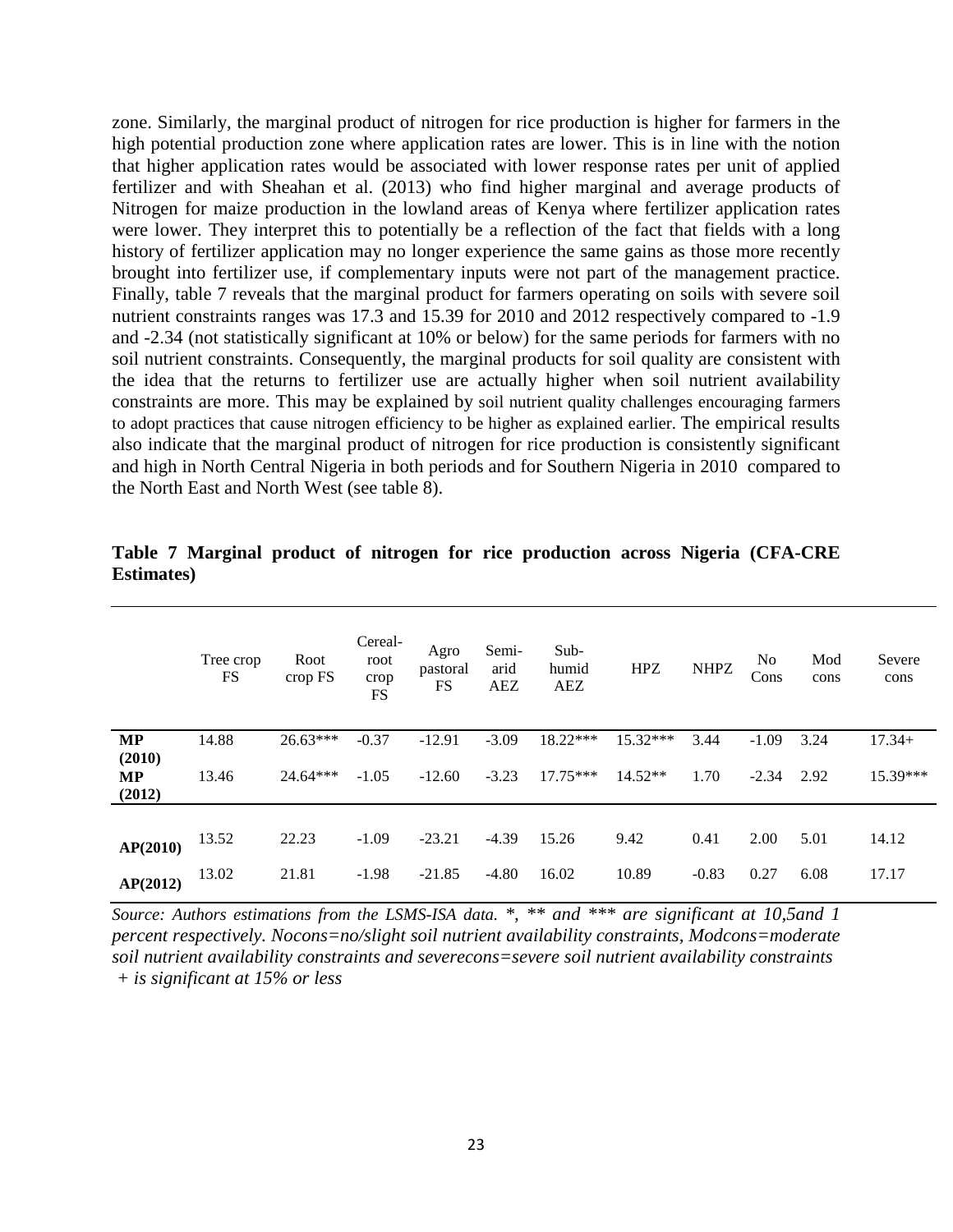zone. Similarly, the marginal product of nitrogen for rice production is higher for farmers in the high potential production zone where application rates are lower. This is in line with the notion that higher application rates would be associated with lower response rates per unit of applied fertilizer and with Sheahan et al. (2013) who find higher marginal and average products of Nitrogen for maize production in the lowland areas of Kenya where fertilizer application rates were lower. They interpret this to potentially be a reflection of the fact that fields with a long history of fertilizer application may no longer experience the same gains as those more recently brought into fertilizer use, if complementary inputs were not part of the management practice. Finally, table 7 reveals that the marginal product for farmers operating on soils with severe soil nutrient constraints ranges was 17.3 and 15.39 for 2010 and 2012 respectively compared to -1.9 and -2.34 (not statistically significant at 10% or below) for the same periods for farmers with no soil nutrient constraints. Consequently, the marginal products for soil quality are consistent with the idea that the returns to fertilizer use are actually higher when soil nutrient availability constraints are more. This may be explained by soil nutrient quality challenges encouraging farmers to adopt practices that cause nitrogen efficiency to be higher as explained earlier. The empirical results also indicate that the marginal product of nitrogen for rice production is consistently significant and high in North Central Nigeria in both periods and for Southern Nigeria in 2010 compared to the North East and North West (see table 8).

**Table 7 Marginal product of nitrogen for rice production across Nigeria (CFA-CRE Estimates)**

| | Tree crop FS | Root crop FS | Cereal-root crop FS | Agro pastoral FS | Semi-arid AEZ | Sub-humid AEZ | HPZ | NHPZ | No Cons | Mod cons | Severe cons |
|---|---|---|---|---|---|---|---|---|---|---|---|
| **MP (2010)** | 14.88 | 26.63*** | -0.37 | -12.91 | -3.09 | 18.22*** | 15.32*** | 3.44 | -1.09 | 3.24 | 17.34+ |
| **MP (2012)** | 13.46 | 24.64*** | -1.05 | -12.60 | -3.23 | 17.75*** | 14.52** | 1.70 | -2.34 | 2.92 | 15.39*** |
| **AP(2010)** | 13.52 | 22.23 | -1.09 | -23.21 | -4.39 | 15.26 | 9.42 | 0.41 | 2.00 | 5.01 | 14.12 |
| **AP(2012)** | 13.02 | 21.81 | -1.98 | -21.85 | -4.80 | 16.02 | 10.89 | -0.83 | 0.27 | 6.08 | 17.17 |

*Source: Authors estimations from the LSMS-ISA data. *, ** and *** are significant at 10,5and 1 percent respectively. Nocons=no/slight soil nutrient availability constraints, Modcons=moderate soil nutrient availability constraints and severecons=severe soil nutrient availability constraints*
*+ is significant at 15% or less*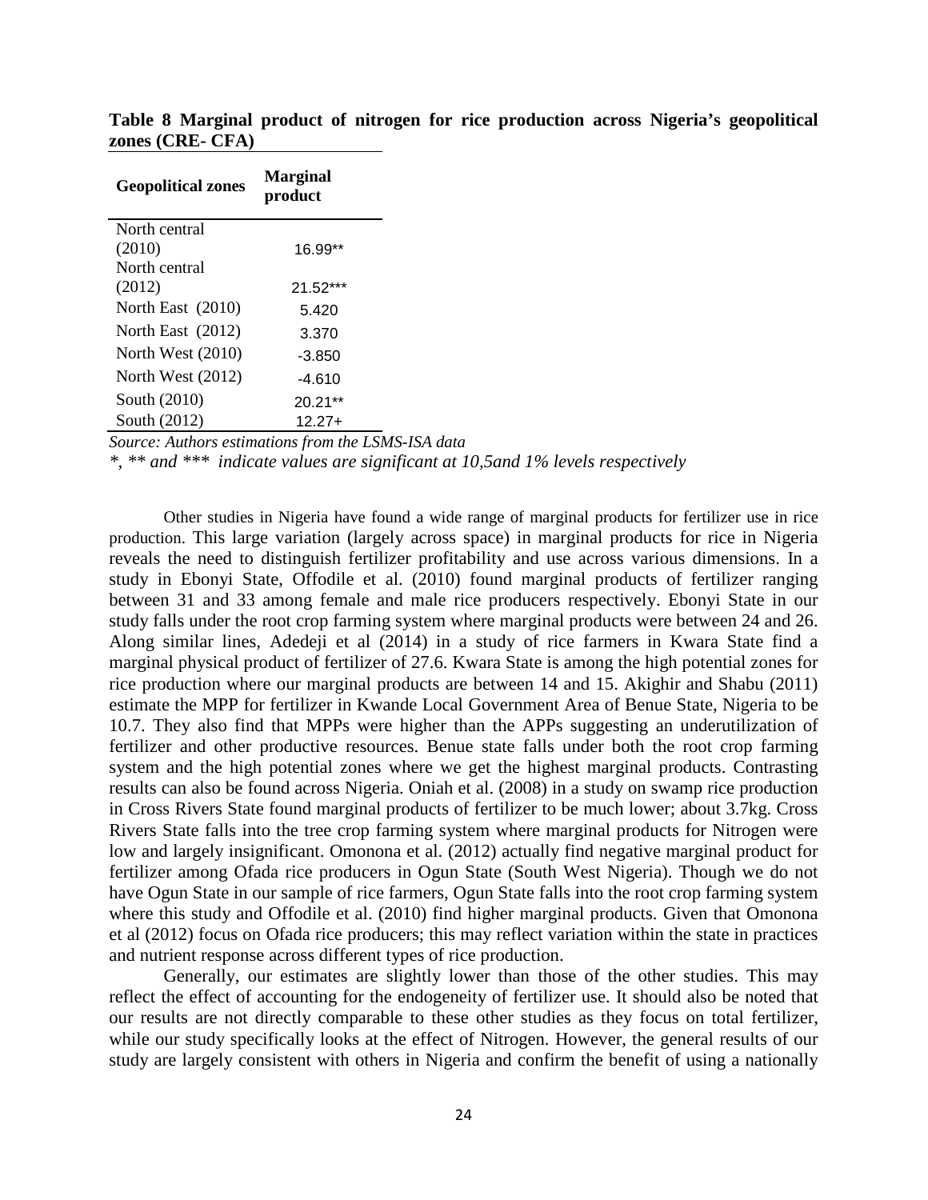**Table 8 Marginal product of nitrogen for rice production across Nigeria's geopolitical zones (CRE- CFA)**

| Geopolitical zones | Marginal product |
|---|---|
| North central (2010) | 16.99** |
| North central (2012) | 21.52*** |
| North East (2010) | 5.420 |
| North East (2012) | 3.370 |
| North West (2010) | -3.850 |
| North West (2012) | -4.610 |
| South (2010) | 20.21** |
| South (2012) | 12.27+ |

*Source: Authors estimations from the LSMS-ISA data*

*\*, \*\* and \*\*\* indicate values are significant at 10,5and 1% levels respectively*

Other studies in Nigeria have found a wide range of marginal products for fertilizer use in rice production. This large variation (largely across space) in marginal products for rice in Nigeria reveals the need to distinguish fertilizer profitability and use across various dimensions. In a study in Ebonyi State, Offodile et al. (2010) found marginal products of fertilizer ranging between 31 and 33 among female and male rice producers respectively. Ebonyi State in our study falls under the root crop farming system where marginal products were between 24 and 26. Along similar lines, Adedeji et al (2014) in a study of rice farmers in Kwara State find a marginal physical product of fertilizer of 27.6. Kwara State is among the high potential zones for rice production where our marginal products are between 14 and 15. Akighir and Shabu (2011) estimate the MPP for fertilizer in Kwande Local Government Area of Benue State, Nigeria to be 10.7. They also find that MPPs were higher than the APPs suggesting an underutilization of fertilizer and other productive resources. Benue state falls under both the root crop farming system and the high potential zones where we get the highest marginal products. Contrasting results can also be found across Nigeria. Oniah et al. (2008) in a study on swamp rice production in Cross Rivers State found marginal products of fertilizer to be much lower; about 3.7kg. Cross Rivers State falls into the tree crop farming system where marginal products for Nitrogen were low and largely insignificant. Omonona et al. (2012) actually find negative marginal product for fertilizer among Ofada rice producers in Ogun State (South West Nigeria). Though we do not have Ogun State in our sample of rice farmers, Ogun State falls into the root crop farming system where this study and Offodile et al. (2010) find higher marginal products. Given that Omonona et al (2012) focus on Ofada rice producers; this may reflect variation within the state in practices and nutrient response across different types of rice production.

Generally, our estimates are slightly lower than those of the other studies. This may reflect the effect of accounting for the endogeneity of fertilizer use. It should also be noted that our results are not directly comparable to these other studies as they focus on total fertilizer, while our study specifically looks at the effect of Nitrogen. However, the general results of our study are largely consistent with others in Nigeria and confirm the benefit of using a nationally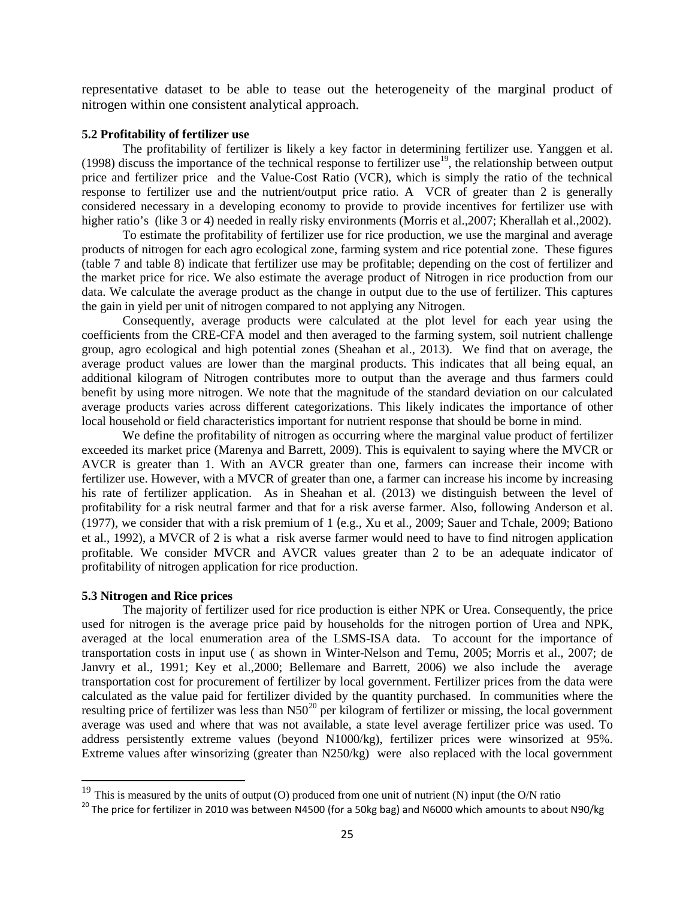representative dataset to be able to tease out the heterogeneity of the marginal product of nitrogen within one consistent analytical approach.

**5.2 Profitability of fertilizer use**

The profitability of fertilizer is likely a key factor in determining fertilizer use. Yanggen et al. (1998) discuss the importance of the technical response to fertilizer use[19], the relationship between output price and fertilizer price and the Value-Cost Ratio (VCR), which is simply the ratio of the technical response to fertilizer use and the nutrient/output price ratio. A VCR of greater than 2 is generally considered necessary in a developing economy to provide to provide incentives for fertilizer use with higher ratio's (like 3 or 4) needed in really risky environments (Morris et al.,2007; Kherallah et al.,2002).

To estimate the profitability of fertilizer use for rice production, we use the marginal and average products of nitrogen for each agro ecological zone, farming system and rice potential zone. These figures (table 7 and table 8) indicate that fertilizer use may be profitable; depending on the cost of fertilizer and the market price for rice. We also estimate the average product of Nitrogen in rice production from our data. We calculate the average product as the change in output due to the use of fertilizer. This captures the gain in yield per unit of nitrogen compared to not applying any Nitrogen.

Consequently, average products were calculated at the plot level for each year using the coefficients from the CRE-CFA model and then averaged to the farming system, soil nutrient challenge group, agro ecological and high potential zones (Sheahan et al., 2013). We find that on average, the average product values are lower than the marginal products. This indicates that all being equal, an additional kilogram of Nitrogen contributes more to output than the average and thus farmers could benefit by using more nitrogen. We note that the magnitude of the standard deviation on our calculated average products varies across different categorizations. This likely indicates the importance of other local household or field characteristics important for nutrient response that should be borne in mind.

We define the profitability of nitrogen as occurring where the marginal value product of fertilizer exceeded its market price (Marenya and Barrett, 2009). This is equivalent to saying where the MVCR or AVCR is greater than 1. With an AVCR greater than one, farmers can increase their income with fertilizer use. However, with a MVCR of greater than one, a farmer can increase his income by increasing his rate of fertilizer application. As in Sheahan et al. (2013) we distinguish between the level of profitability for a risk neutral farmer and that for a risk averse farmer. Also, following Anderson et al. (1977), we consider that with a risk premium of 1 (e.g., Xu et al., 2009; Sauer and Tchale, 2009; Bationo et al., 1992), a MVCR of 2 is what a risk averse farmer would need to have to find nitrogen application profitable. We consider MVCR and AVCR values greater than 2 to be an adequate indicator of profitability of nitrogen application for rice production.

**5.3 Nitrogen and Rice prices**

The majority of fertilizer used for rice production is either NPK or Urea. Consequently, the price used for nitrogen is the average price paid by households for the nitrogen portion of Urea and NPK, averaged at the local enumeration area of the LSMS-ISA data. To account for the importance of transportation costs in input use ( as shown in Winter-Nelson and Temu, 2005; Morris et al., 2007; de Janvry et al., 1991; Key et al.,2000; Bellemare and Barrett, 2006) we also include the average transportation cost for procurement of fertilizer by local government. Fertilizer prices from the data were calculated as the value paid for fertilizer divided by the quantity purchased. In communities where the resulting price of fertilizer was less than N50[20] per kilogram of fertilizer or missing, the local government average was used and where that was not available, a state level average fertilizer price was used. To address persistently extreme values (beyond N1000/kg), fertilizer prices were winsorized at 95%. Extreme values after winsorizing (greater than N250/kg) were also replaced with the local government

---

[19] This is measured by the units of output (O) produced from one unit of nutrient (N) input (the O/N ratio

[20] The price for fertilizer in 2010 was between N4500 (for a 50kg bag) and N6000 which amounts to about N90/kg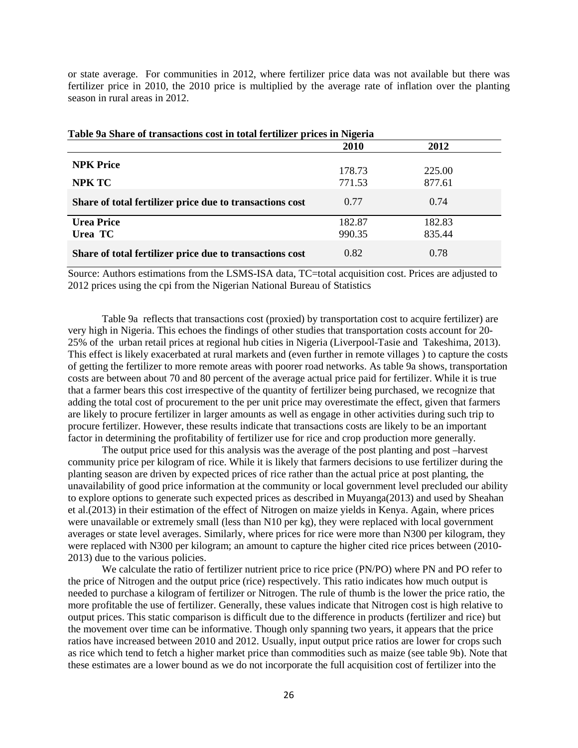or state average. For communities in 2012, where fertilizer price data was not available but there was fertilizer price in 2010, the 2010 price is multiplied by the average rate of inflation over the planting season in rural areas in 2012.

**Table 9a Share of transactions cost in total fertilizer prices in Nigeria**

| | 2010 | 2012 |
|---|---|---|
| **NPK Price** | 178.73 | 225.00 |
| **NPK TC** | 771.53 | 877.61 |
| **Share of total fertilizer price due to transactions cost** | 0.77 | 0.74 |
| **Urea Price** | 182.87 | 182.83 |
| **Urea TC** | 990.35 | 835.44 |
| **Share of total fertilizer price due to transactions cost** | 0.82 | 0.78 |

Source: Authors estimations from the LSMS-ISA data, TC=total acquisition cost. Prices are adjusted to 2012 prices using the cpi from the Nigerian National Bureau of Statistics

Table 9a reflects that transactions cost (proxied) by transportation cost to acquire fertilizer) are very high in Nigeria. This echoes the findings of other studies that transportation costs account for 20-25% of the urban retail prices at regional hub cities in Nigeria (Liverpool-Tasie and Takeshima, 2013). This effect is likely exacerbated at rural markets and (even further in remote villages ) to capture the costs of getting the fertilizer to more remote areas with poorer road networks. As table 9a shows, transportation costs are between about 70 and 80 percent of the average actual price paid for fertilizer. While it is true that a farmer bears this cost irrespective of the quantity of fertilizer being purchased, we recognize that adding the total cost of procurement to the per unit price may overestimate the effect, given that farmers are likely to procure fertilizer in larger amounts as well as engage in other activities during such trip to procure fertilizer. However, these results indicate that transactions costs are likely to be an important factor in determining the profitability of fertilizer use for rice and crop production more generally.

The output price used for this analysis was the average of the post planting and post –harvest community price per kilogram of rice. While it is likely that farmers decisions to use fertilizer during the planting season are driven by expected prices of rice rather than the actual price at post planting, the unavailability of good price information at the community or local government level precluded our ability to explore options to generate such expected prices as described in Muyanga(2013) and used by Sheahan et al.(2013) in their estimation of the effect of Nitrogen on maize yields in Kenya. Again, where prices were unavailable or extremely small (less than N10 per kg), they were replaced with local government averages or state level averages. Similarly, where prices for rice were more than N300 per kilogram, they were replaced with N300 per kilogram; an amount to capture the higher cited rice prices between (2010-2013) due to the various policies.

We calculate the ratio of fertilizer nutrient price to rice price (PN/PO) where PN and PO refer to the price of Nitrogen and the output price (rice) respectively. This ratio indicates how much output is needed to purchase a kilogram of fertilizer or Nitrogen. The rule of thumb is the lower the price ratio, the more profitable the use of fertilizer. Generally, these values indicate that Nitrogen cost is high relative to output prices. This static comparison is difficult due to the difference in products (fertilizer and rice) but the movement over time can be informative. Though only spanning two years, it appears that the price ratios have increased between 2010 and 2012. Usually, input output price ratios are lower for crops such as rice which tend to fetch a higher market price than commodities such as maize (see table 9b). Note that these estimates are a lower bound as we do not incorporate the full acquisition cost of fertilizer into the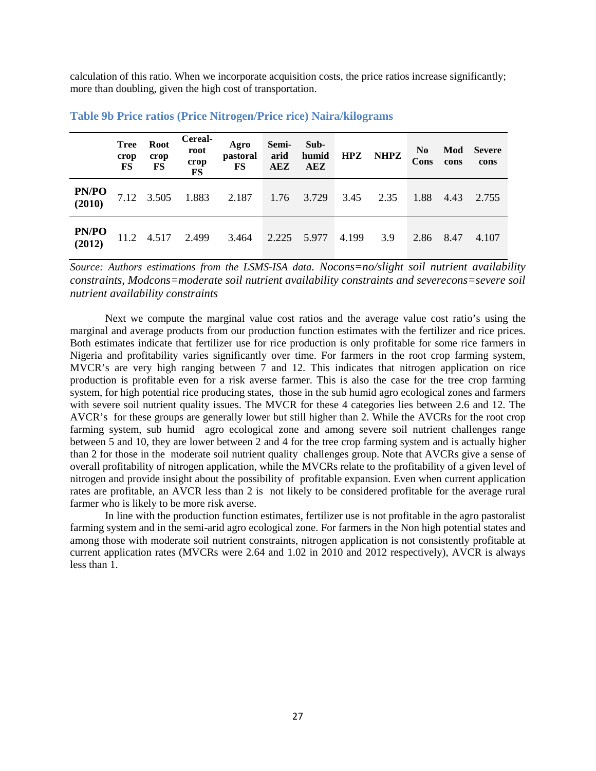calculation of this ratio. When we incorporate acquisition costs, the price ratios increase significantly; more than doubling, given the high cost of transportation.

### Table 9b Price ratios (Price Nitrogen/Price rice) Naira/kilograms

| | Tree crop FS | Root crop FS | Cereal-root crop FS | Agro pastoral FS | Semi-arid AEZ | Sub-humid AEZ | HPZ | NHPZ | No Cons | Mod cons | Severe cons |
|---|---|---|---|---|---|---|---|---|---|---|---|
| **PN/PO (2010)** | 7.12 | 3.505 | 1.883 | 2.187 | 1.76 | 3.729 | 3.45 | 2.35 | 1.88 | 4.43 | 2.755 |
| **PN/PO (2012)** | 11.2 | 4.517 | 2.499 | 3.464 | 2.225 | 5.977 | 4.199 | 3.9 | 2.86 | 8.47 | 4.107 |

*Source: Authors estimations from the LSMS-ISA data. Nocons=no/slight soil nutrient availability constraints, Modcons=moderate soil nutrient availability constraints and severecons=severe soil nutrient availability constraints*

Next we compute the marginal value cost ratios and the average value cost ratio's using the marginal and average products from our production function estimates with the fertilizer and rice prices. Both estimates indicate that fertilizer use for rice production is only profitable for some rice farmers in Nigeria and profitability varies significantly over time. For farmers in the root crop farming system, MVCR's are very high ranging between 7 and 12. This indicates that nitrogen application on rice production is profitable even for a risk averse farmer. This is also the case for the tree crop farming system, for high potential rice producing states, those in the sub humid agro ecological zones and farmers with severe soil nutrient quality issues. The MVCR for these 4 categories lies between 2.6 and 12. The AVCR's for these groups are generally lower but still higher than 2. While the AVCRs for the root crop farming system, sub humid agro ecological zone and among severe soil nutrient challenges range between 5 and 10, they are lower between 2 and 4 for the tree crop farming system and is actually higher than 2 for those in the moderate soil nutrient quality challenges group. Note that AVCRs give a sense of overall profitability of nitrogen application, while the MVCRs relate to the profitability of a given level of nitrogen and provide insight about the possibility of profitable expansion. Even when current application rates are profitable, an AVCR less than 2 is not likely to be considered profitable for the average rural farmer who is likely to be more risk averse.

In line with the production function estimates, fertilizer use is not profitable in the agro pastoralist farming system and in the semi-arid agro ecological zone. For farmers in the Non high potential states and among those with moderate soil nutrient constraints, nitrogen application is not consistently profitable at current application rates (MVCRs were 2.64 and 1.02 in 2010 and 2012 respectively), AVCR is always less than 1.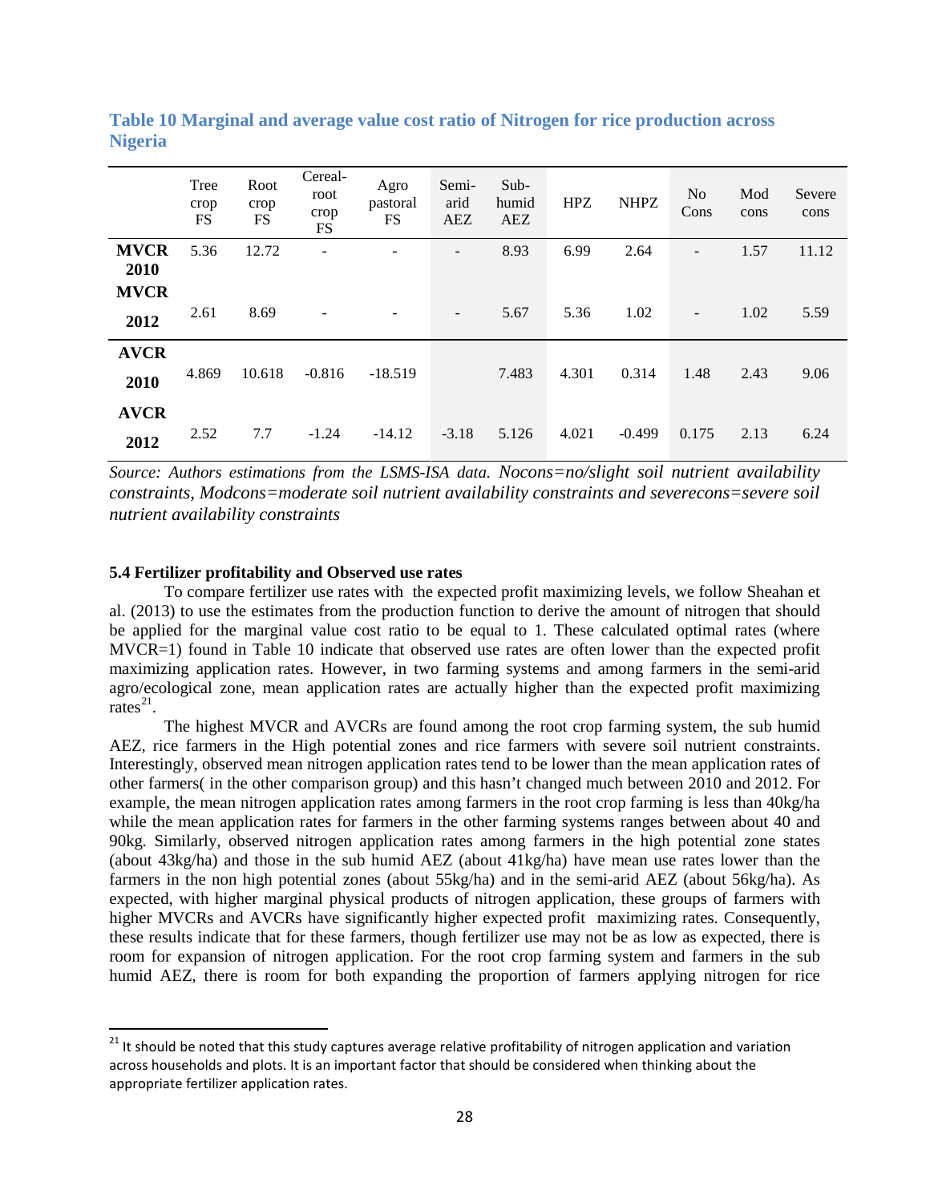**Table 10 Marginal and average value cost ratio of Nitrogen for rice production across Nigeria**

| | Tree crop FS | Root crop FS | Cereal-root crop FS | Agro pastoral FS | Semi-arid AEZ | Sub-humid AEZ | HPZ | NHPZ | No Cons | Mod cons | Severe cons |
|---|---|---|---|---|---|---|---|---|---|---|---|
| **MVCR 2010** | 5.36 | 12.72 | - | - | - | 8.93 | 6.99 | 2.64 | - | 1.57 | 11.12 |
| **MVCR 2012** | 2.61 | 8.69 | - | - | - | 5.67 | 5.36 | 1.02 | - | 1.02 | 5.59 |
| **AVCR 2010** | 4.869 | 10.618 | -0.816 | -18.519 | | 7.483 | 4.301 | 0.314 | 1.48 | 2.43 | 9.06 |
| **AVCR 2012** | 2.52 | 7.7 | -1.24 | -14.12 | -3.18 | 5.126 | 4.021 | -0.499 | 0.175 | 2.13 | 6.24 |

*Source: Authors estimations from the LSMS-ISA data. Nocons=no/slight soil nutrient availability constraints, Modcons=moderate soil nutrient availability constraints and severecons=severe soil nutrient availability constraints*

### 5.4 Fertilizer profitability and Observed use rates

To compare fertilizer use rates with the expected profit maximizing levels, we follow Sheahan et al. (2013) to use the estimates from the production function to derive the amount of nitrogen that should be applied for the marginal value cost ratio to be equal to 1. These calculated optimal rates (where MVCR=1) found in Table 10 indicate that observed use rates are often lower than the expected profit maximizing application rates. However, in two farming systems and among farmers in the semi-arid agro/ecological zone, mean application rates are actually higher than the expected profit maximizing rates[21].

The highest MVCR and AVCRs are found among the root crop farming system, the sub humid AEZ, rice farmers in the High potential zones and rice farmers with severe soil nutrient constraints. Interestingly, observed mean nitrogen application rates tend to be lower than the mean application rates of other farmers( in the other comparison group) and this hasn't changed much between 2010 and 2012. For example, the mean nitrogen application rates among farmers in the root crop farming is less than 40kg/ha while the mean application rates for farmers in the other farming systems ranges between about 40 and 90kg. Similarly, observed nitrogen application rates among farmers in the high potential zone states (about 43kg/ha) and those in the sub humid AEZ (about 41kg/ha) have mean use rates lower than the farmers in the non high potential zones (about 55kg/ha) and in the semi-arid AEZ (about 56kg/ha). As expected, with higher marginal physical products of nitrogen application, these groups of farmers with higher MVCRs and AVCRs have significantly higher expected profit maximizing rates. Consequently, these results indicate that for these farmers, though fertilizer use may not be as low as expected, there is room for expansion of nitrogen application. For the root crop farming system and farmers in the sub humid AEZ, there is room for both expanding the proportion of farmers applying nitrogen for rice

[21] It should be noted that this study captures average relative profitability of nitrogen application and variation across households and plots. It is an important factor that should be considered when thinking about the appropriate fertilizer application rates.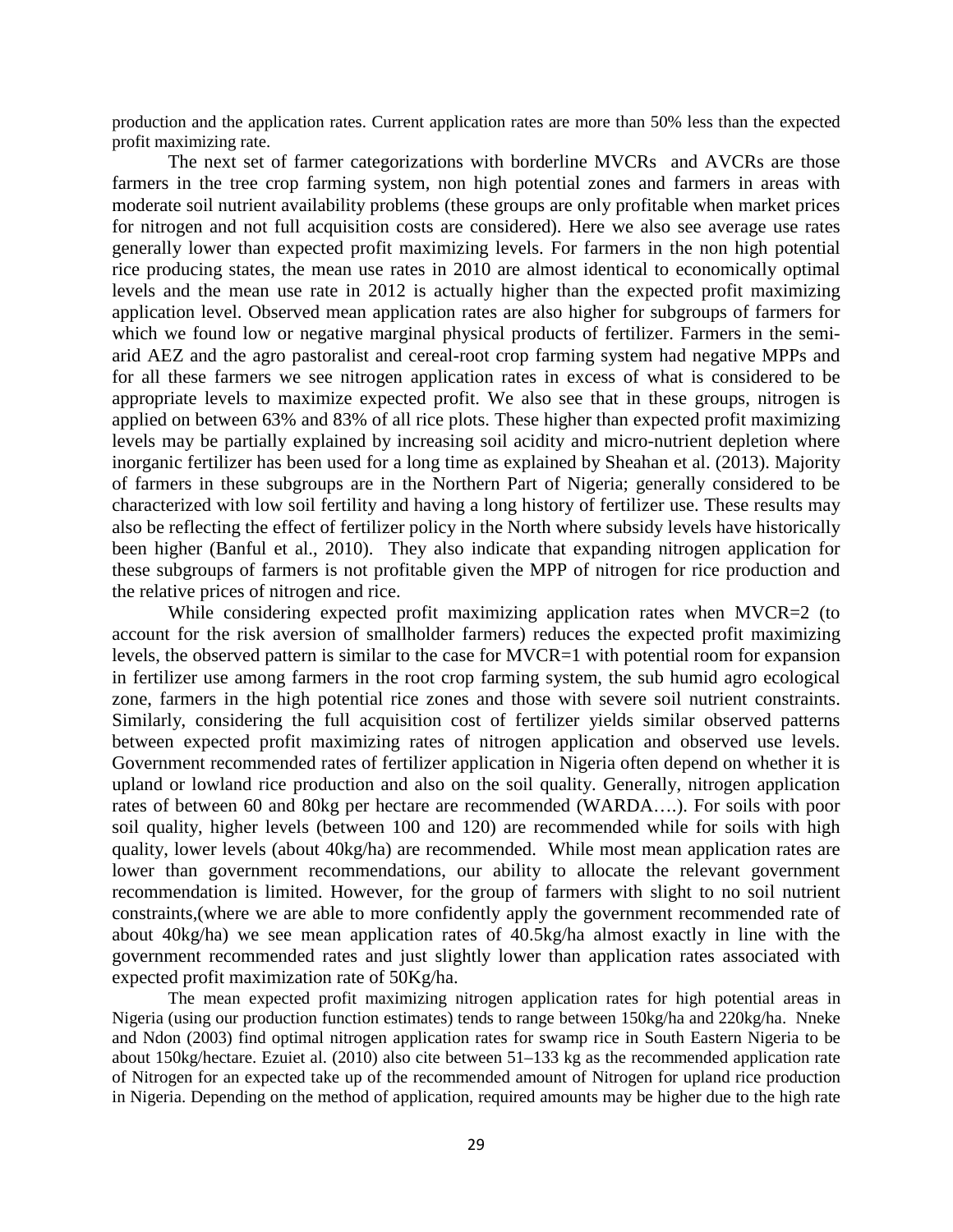production and the application rates. Current application rates are more than 50% less than the expected profit maximizing rate.

The next set of farmer categorizations with borderline MVCRs and AVCRs are those farmers in the tree crop farming system, non high potential zones and farmers in areas with moderate soil nutrient availability problems (these groups are only profitable when market prices for nitrogen and not full acquisition costs are considered). Here we also see average use rates generally lower than expected profit maximizing levels. For farmers in the non high potential rice producing states, the mean use rates in 2010 are almost identical to economically optimal levels and the mean use rate in 2012 is actually higher than the expected profit maximizing application level. Observed mean application rates are also higher for subgroups of farmers for which we found low or negative marginal physical products of fertilizer. Farmers in the semi-arid AEZ and the agro pastoralist and cereal-root crop farming system had negative MPPs and for all these farmers we see nitrogen application rates in excess of what is considered to be appropriate levels to maximize expected profit. We also see that in these groups, nitrogen is applied on between 63% and 83% of all rice plots. These higher than expected profit maximizing levels may be partially explained by increasing soil acidity and micro-nutrient depletion where inorganic fertilizer has been used for a long time as explained by Sheahan et al. (2013). Majority of farmers in these subgroups are in the Northern Part of Nigeria; generally considered to be characterized with low soil fertility and having a long history of fertilizer use. These results may also be reflecting the effect of fertilizer policy in the North where subsidy levels have historically been higher (Banful et al., 2010). They also indicate that expanding nitrogen application for these subgroups of farmers is not profitable given the MPP of nitrogen for rice production and the relative prices of nitrogen and rice.

While considering expected profit maximizing application rates when MVCR=2 (to account for the risk aversion of smallholder farmers) reduces the expected profit maximizing levels, the observed pattern is similar to the case for MVCR=1 with potential room for expansion in fertilizer use among farmers in the root crop farming system, the sub humid agro ecological zone, farmers in the high potential rice zones and those with severe soil nutrient constraints. Similarly, considering the full acquisition cost of fertilizer yields similar observed patterns between expected profit maximizing rates of nitrogen application and observed use levels. Government recommended rates of fertilizer application in Nigeria often depend on whether it is upland or lowland rice production and also on the soil quality. Generally, nitrogen application rates of between 60 and 80kg per hectare are recommended (WARDA….). For soils with poor soil quality, higher levels (between 100 and 120) are recommended while for soils with high quality, lower levels (about 40kg/ha) are recommended. While most mean application rates are lower than government recommendations, our ability to allocate the relevant government recommendation is limited. However, for the group of farmers with slight to no soil nutrient constraints,(where we are able to more confidently apply the government recommended rate of about 40kg/ha) we see mean application rates of 40.5kg/ha almost exactly in line with the government recommended rates and just slightly lower than application rates associated with expected profit maximization rate of 50Kg/ha.

The mean expected profit maximizing nitrogen application rates for high potential areas in Nigeria (using our production function estimates) tends to range between 150kg/ha and 220kg/ha. Nneke and Ndon (2003) find optimal nitrogen application rates for swamp rice in South Eastern Nigeria to be about 150kg/hectare. Ezuiet al. (2010) also cite between 51–133 kg as the recommended application rate of Nitrogen for an expected take up of the recommended amount of Nitrogen for upland rice production in Nigeria. Depending on the method of application, required amounts may be higher due to the high rate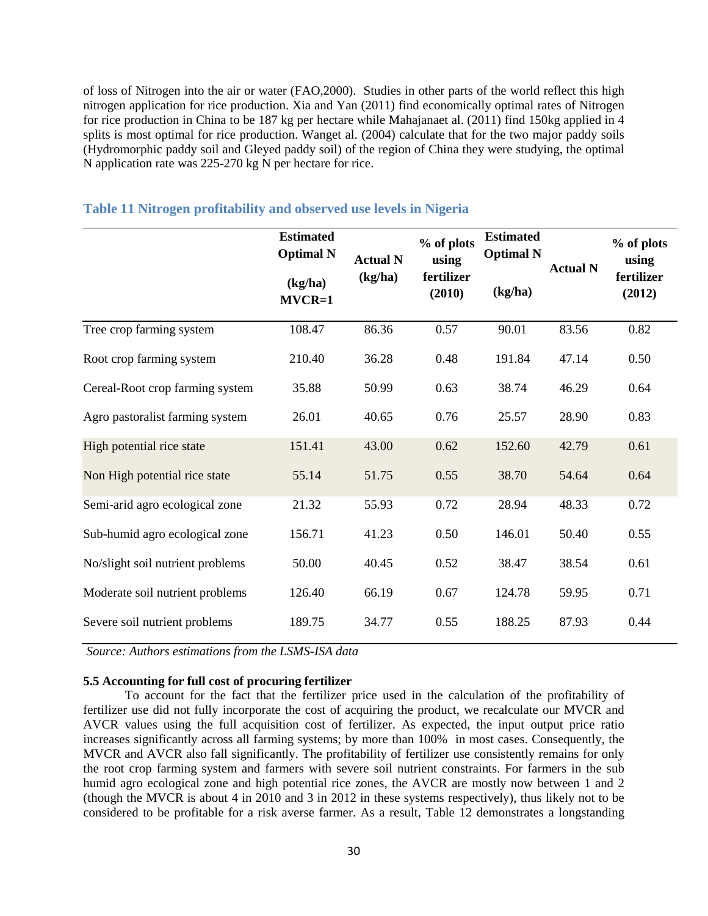of loss of Nitrogen into the air or water (FAO,2000). Studies in other parts of the world reflect this high nitrogen application for rice production. Xia and Yan (2011) find economically optimal rates of Nitrogen for rice production in China to be 187 kg per hectare while Mahajanaet al. (2011) find 150kg applied in 4 splits is most optimal for rice production. Wanget al. (2004) calculate that for the two major paddy soils (Hydromorphic paddy soil and Gleyed paddy soil) of the region of China they were studying, the optimal N application rate was 225-270 kg N per hectare for rice.

### Table 11 Nitrogen profitability and observed use levels in Nigeria

| | Estimated Optimal N (kg/ha) MVCR=1 | Actual N (kg/ha) | % of plots using fertilizer (2010) | Estimated Optimal N (kg/ha) | Actual N | % of plots using fertilizer (2012) |
|---|---|---|---|---|---|---|
| Tree crop farming system | 108.47 | 86.36 | 0.57 | 90.01 | 83.56 | 0.82 |
| Root crop farming system | 210.40 | 36.28 | 0.48 | 191.84 | 47.14 | 0.50 |
| Cereal-Root crop farming system | 35.88 | 50.99 | 0.63 | 38.74 | 46.29 | 0.64 |
| Agro pastoralist farming system | 26.01 | 40.65 | 0.76 | 25.57 | 28.90 | 0.83 |
| High potential rice state | 151.41 | 43.00 | 0.62 | 152.60 | 42.79 | 0.61 |
| Non High potential rice state | 55.14 | 51.75 | 0.55 | 38.70 | 54.64 | 0.64 |
| Semi-arid agro ecological zone | 21.32 | 55.93 | 0.72 | 28.94 | 48.33 | 0.72 |
| Sub-humid agro ecological zone | 156.71 | 41.23 | 0.50 | 146.01 | 50.40 | 0.55 |
| No/slight soil nutrient problems | 50.00 | 40.45 | 0.52 | 38.47 | 38.54 | 0.61 |
| Moderate soil nutrient problems | 126.40 | 66.19 | 0.67 | 124.78 | 59.95 | 0.71 |
| Severe soil nutrient problems | 189.75 | 34.77 | 0.55 | 188.25 | 87.93 | 0.44 |

*Source: Authors estimations from the LSMS-ISA data*

**5.5 Accounting for full cost of procuring fertilizer**

To account for the fact that the fertilizer price used in the calculation of the profitability of fertilizer use did not fully incorporate the cost of acquiring the product, we recalculate our MVCR and AVCR values using the full acquisition cost of fertilizer. As expected, the input output price ratio increases significantly across all farming systems; by more than 100% in most cases. Consequently, the MVCR and AVCR also fall significantly. The profitability of fertilizer use consistently remains for only the root crop farming system and farmers with severe soil nutrient constraints. For farmers in the sub humid agro ecological zone and high potential rice zones, the AVCR are mostly now between 1 and 2 (though the MVCR is about 4 in 2010 and 3 in 2012 in these systems respectively), thus likely not to be considered to be profitable for a risk averse farmer. As a result, Table 12 demonstrates a longstanding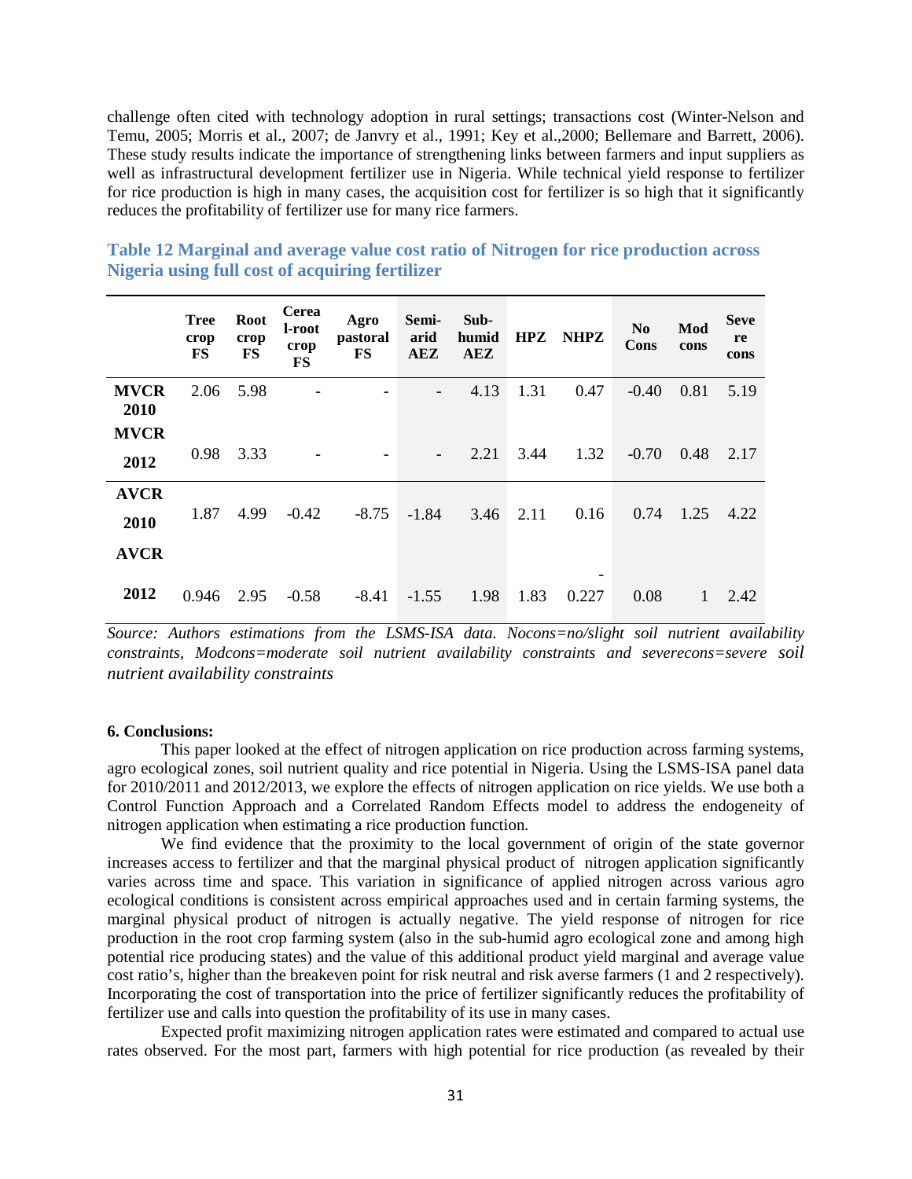challenge often cited with technology adoption in rural settings; transactions cost (Winter-Nelson and Temu, 2005; Morris et al., 2007; de Janvry et al., 1991; Key et al.,2000; Bellemare and Barrett, 2006). These study results indicate the importance of strengthening links between farmers and input suppliers as well as infrastructural development fertilizer use in Nigeria. While technical yield response to fertilizer for rice production is high in many cases, the acquisition cost for fertilizer is so high that it significantly reduces the profitability of fertilizer use for many rice farmers.

**Table 12 Marginal and average value cost ratio of Nitrogen for rice production across Nigeria using full cost of acquiring fertilizer**

| | Tree crop FS | Root crop FS | Cereal-root crop FS | Agro pastoral FS | Semi-arid AEZ | Sub-humid AEZ | HPZ | NHPZ | No Cons | Mod cons | Severe cons |
|---|---|---|---|---|---|---|---|---|---|---|---|
| **MVCR 2010** | 2.06 | 5.98 | - | - | - | 4.13 | 1.31 | 0.47 | -0.40 | 0.81 | 5.19 |
| **MVCR 2012** | 0.98 | 3.33 | - | - | - | 2.21 | 3.44 | 1.32 | -0.70 | 0.48 | 2.17 |
| **AVCR 2010** | 1.87 | 4.99 | -0.42 | -8.75 | -1.84 | 3.46 | 2.11 | 0.16 | 0.74 | 1.25 | 4.22 |
| **AVCR 2012** | 0.946 | 2.95 | -0.58 | -8.41 | -1.55 | 1.98 | 1.83 | -0.227 | 0.08 | 1 | 2.42 |

*Source: Authors estimations from the LSMS-ISA data. Nocons=no/slight soil nutrient availability constraints, Modcons=moderate soil nutrient availability constraints and severecons=severe soil nutrient availability constraints*

**6. Conclusions:**

This paper looked at the effect of nitrogen application on rice production across farming systems, agro ecological zones, soil nutrient quality and rice potential in Nigeria. Using the LSMS-ISA panel data for 2010/2011 and 2012/2013, we explore the effects of nitrogen application on rice yields. We use both a Control Function Approach and a Correlated Random Effects model to address the endogeneity of nitrogen application when estimating a rice production function.

We find evidence that the proximity to the local government of origin of the state governor increases access to fertilizer and that the marginal physical product of nitrogen application significantly varies across time and space. This variation in significance of applied nitrogen across various agro ecological conditions is consistent across empirical approaches used and in certain farming systems, the marginal physical product of nitrogen is actually negative. The yield response of nitrogen for rice production in the root crop farming system (also in the sub-humid agro ecological zone and among high potential rice producing states) and the value of this additional product yield marginal and average value cost ratio's, higher than the breakeven point for risk neutral and risk averse farmers (1 and 2 respectively). Incorporating the cost of transportation into the price of fertilizer significantly reduces the profitability of fertilizer use and calls into question the profitability of its use in many cases.

Expected profit maximizing nitrogen application rates were estimated and compared to actual use rates observed. For the most part, farmers with high potential for rice production (as revealed by their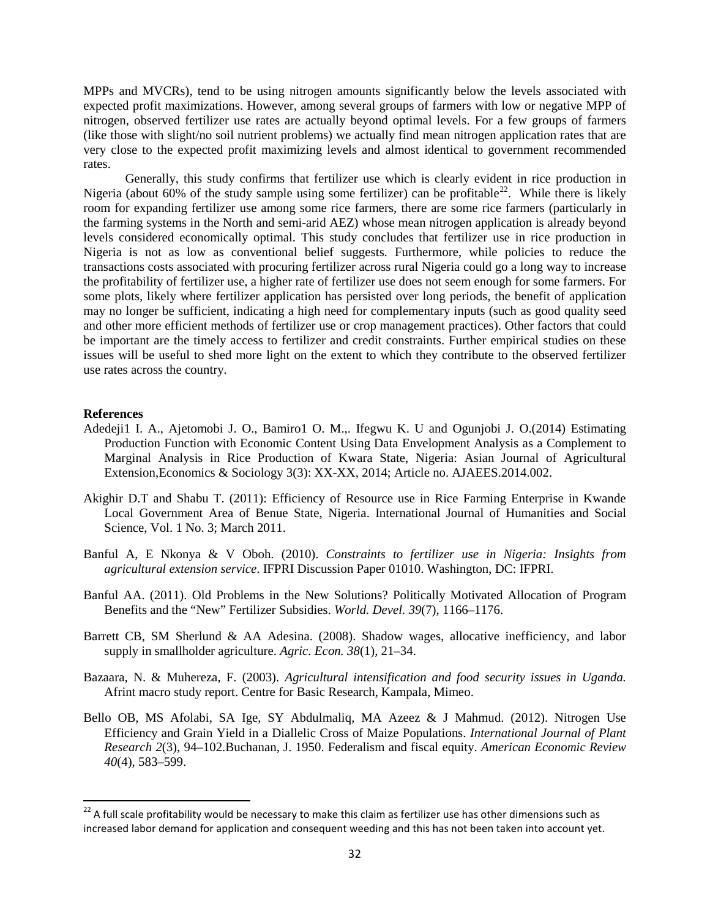MPPs and MVCRs), tend to be using nitrogen amounts significantly below the levels associated with expected profit maximizations. However, among several groups of farmers with low or negative MPP of nitrogen, observed fertilizer use rates are actually beyond optimal levels. For a few groups of farmers (like those with slight/no soil nutrient problems) we actually find mean nitrogen application rates that are very close to the expected profit maximizing levels and almost identical to government recommended rates.

Generally, this study confirms that fertilizer use which is clearly evident in rice production in Nigeria (about 60% of the study sample using some fertilizer) can be profitable[22]. While there is likely room for expanding fertilizer use among some rice farmers, there are some rice farmers (particularly in the farming systems in the North and semi-arid AEZ) whose mean nitrogen application is already beyond levels considered economically optimal. This study concludes that fertilizer use in rice production in Nigeria is not as low as conventional belief suggests. Furthermore, while policies to reduce the transactions costs associated with procuring fertilizer across rural Nigeria could go a long way to increase the profitability of fertilizer use, a higher rate of fertilizer use does not seem enough for some farmers. For some plots, likely where fertilizer application has persisted over long periods, the benefit of application may no longer be sufficient, indicating a high need for complementary inputs (such as good quality seed and other more efficient methods of fertilizer use or crop management practices). Other factors that could be important are the timely access to fertilizer and credit constraints. Further empirical studies on these issues will be useful to shed more light on the extent to which they contribute to the observed fertilizer use rates across the country.

**References**

Adedeji1 I. A., Ajetomobi J. O., Bamiro1 O. M.,. Ifegwu K. U and Ogunjobi J. O.(2014) Estimating Production Function with Economic Content Using Data Envelopment Analysis as a Complement to Marginal Analysis in Rice Production of Kwara State, Nigeria: Asian Journal of Agricultural Extension,Economics & Sociology 3(3): XX-XX, 2014; Article no. AJAEES.2014.002.

Akighir D.T and Shabu T. (2011): Efficiency of Resource use in Rice Farming Enterprise in Kwande Local Government Area of Benue State, Nigeria. International Journal of Humanities and Social Science, Vol. 1 No. 3; March 2011.

Banful A, E Nkonya & V Oboh. (2010). *Constraints to fertilizer use in Nigeria: Insights from agricultural extension service*. IFPRI Discussion Paper 01010. Washington, DC: IFPRI.

Banful AA. (2011). Old Problems in the New Solutions? Politically Motivated Allocation of Program Benefits and the "New" Fertilizer Subsidies. *World. Devel. 39*(7), 1166–1176.

Barrett CB, SM Sherlund & AA Adesina. (2008). Shadow wages, allocative inefficiency, and labor supply in smallholder agriculture. *Agric. Econ. 38*(1), 21–34.

Bazaara, N. & Muhereza, F. (2003). *Agricultural intensification and food security issues in Uganda.* Afrint macro study report. Centre for Basic Research, Kampala, Mimeo.

Bello OB, MS Afolabi, SA Ige, SY Abdulmaliq, MA Azeez & J Mahmud. (2012). Nitrogen Use Efficiency and Grain Yield in a Diallelic Cross of Maize Populations. *International Journal of Plant Research 2*(3), 94–102.Buchanan, J. 1950. Federalism and fiscal equity. *American Economic Review 40*(4), 583–599.

[22] A full scale profitability would be necessary to make this claim as fertilizer use has other dimensions such as increased labor demand for application and consequent weeding and this has not been taken into account yet.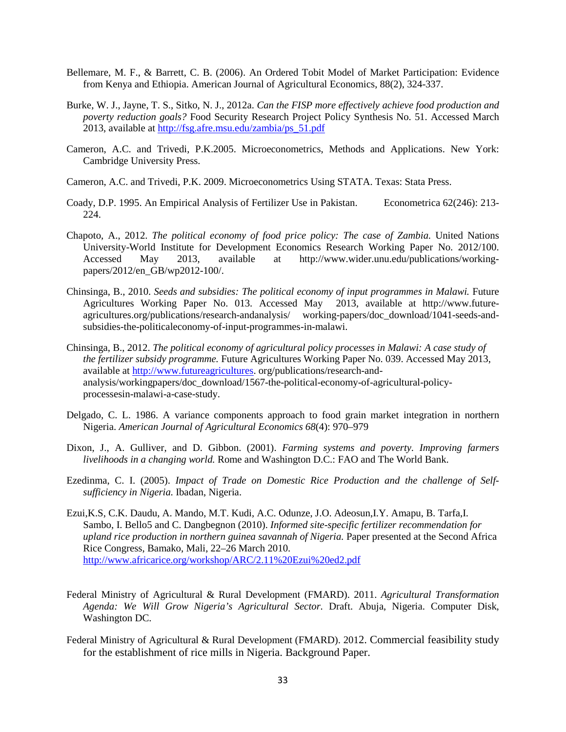Bellemare, M. F., & Barrett, C. B. (2006). An Ordered Tobit Model of Market Participation: Evidence from Kenya and Ethiopia. American Journal of Agricultural Economics, 88(2), 324-337.

Burke, W. J., Jayne, T. S., Sitko, N. J., 2012a. *Can the FISP more effectively achieve food production and poverty reduction goals?* Food Security Research Project Policy Synthesis No. 51. Accessed March 2013, available at http://fsg.afre.msu.edu/zambia/ps_51.pdf

Cameron, A.C. and Trivedi, P.K.2005. Microeconometrics, Methods and Applications. New York: Cambridge University Press.

Cameron, A.C. and Trivedi, P.K. 2009. Microeconometrics Using STATA. Texas: Stata Press.

Coady, D.P. 1995. An Empirical Analysis of Fertilizer Use in Pakistan. Econometrica 62(246): 213-224.

Chapoto, A., 2012. *The political economy of food price policy: The case of Zambia.* United Nations University-World Institute for Development Economics Research Working Paper No. 2012/100. Accessed May 2013, available at http://www.wider.unu.edu/publications/working-papers/2012/en_GB/wp2012-100/.

Chinsinga, B., 2010. *Seeds and subsidies: The political economy of input programmes in Malawi.* Future Agricultures Working Paper No. 013. Accessed May 2013, available at http://www.future-agricultures.org/publications/research-andanalysis/ working-papers/doc_download/1041-seeds-and-subsidies-the-politicaleconomy-of-input-programmes-in-malawi.

Chinsinga, B., 2012. *The political economy of agricultural policy processes in Malawi: A case study of the fertilizer subsidy programme.* Future Agricultures Working Paper No. 039. Accessed May 2013, available at http://www.futureagricultures. org/publications/research-and-analysis/workingpapers/doc_download/1567-the-political-economy-of-agricultural-policy-processesin-malawi-a-case-study.

Delgado, C. L. 1986. A variance components approach to food grain market integration in northern Nigeria. *American Journal of Agricultural Economics 68*(4): 970–979

Dixon, J., A. Gulliver, and D. Gibbon. (2001). *Farming systems and poverty. Improving farmers livelihoods in a changing world.* Rome and Washington D.C.: FAO and The World Bank.

Ezedinma, C. I. (2005). *Impact of Trade on Domestic Rice Production and the challenge of Self-sufficiency in Nigeria.* Ibadan, Nigeria.

Ezui,K.S, C.K. Daudu, A. Mando, M.T. Kudi, A.C. Odunze, J.O. Adeosun,I.Y. Amapu, B. Tarfa,I. Sambo, I. Bello5 and C. Dangbegnon (2010). *Informed site-specific fertilizer recommendation for upland rice production in northern guinea savannah of Nigeria.* Paper presented at the Second Africa Rice Congress, Bamako, Mali, 22–26 March 2010. http://www.africarice.org/workshop/ARC/2.11%20Ezui%20ed2.pdf

Federal Ministry of Agricultural & Rural Development (FMARD). 2011. *Agricultural Transformation Agenda: We Will Grow Nigeria's Agricultural Sector.* Draft. Abuja, Nigeria. Computer Disk, Washington DC.

Federal Ministry of Agricultural & Rural Development (FMARD). 2012. Commercial feasibility study for the establishment of rice mills in Nigeria. Background Paper.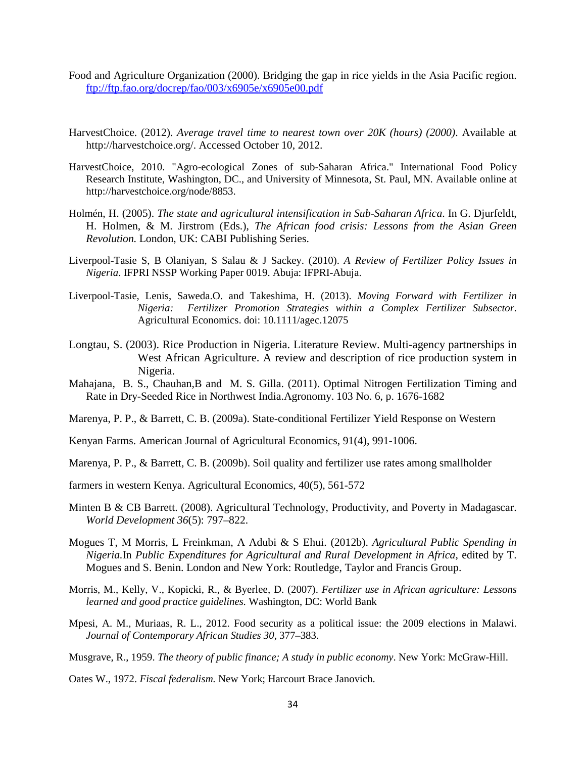Food and Agriculture Organization (2000). Bridging the gap in rice yields in the Asia Pacific region. ftp://ftp.fao.org/docrep/fao/003/x6905e/x6905e00.pdf

HarvestChoice. (2012). *Average travel time to nearest town over 20K (hours) (2000)*. Available at http://harvestchoice.org/. Accessed October 10, 2012.

HarvestChoice, 2010. "Agro-ecological Zones of sub-Saharan Africa." International Food Policy Research Institute, Washington, DC., and University of Minnesota, St. Paul, MN. Available online at http://harvestchoice.org/node/8853.

Holmén, H. (2005). *The state and agricultural intensification in Sub-Saharan Africa*. In G. Djurfeldt, H. Holmen, & M. Jirstrom (Eds.), *The African food crisis: Lessons from the Asian Green Revolution.* London, UK: CABI Publishing Series.

Liverpool-Tasie S, B Olaniyan, S Salau & J Sackey. (2010). *A Review of Fertilizer Policy Issues in Nigeria*. IFPRI NSSP Working Paper 0019. Abuja: IFPRI-Abuja.

Liverpool-Tasie, Lenis, Saweda.O. and Takeshima, H. (2013). *Moving Forward with Fertilizer in Nigeria: Fertilizer Promotion Strategies within a Complex Fertilizer Subsector.* Agricultural Economics. doi: 10.1111/agec.12075

Longtau, S. (2003). Rice Production in Nigeria. Literature Review. Multi-agency partnerships in West African Agriculture. A review and description of rice production system in Nigeria.

Mahajana, B. S., Chauhan,B and M. S. Gilla. (2011). Optimal Nitrogen Fertilization Timing and Rate in Dry-Seeded Rice in Northwest India.Agronomy. 103 No. 6, p. 1676-1682

Marenya, P. P., & Barrett, C. B. (2009a). State-conditional Fertilizer Yield Response on Western Kenyan Farms. American Journal of Agricultural Economics, 91(4), 991-1006.

Marenya, P. P., & Barrett, C. B. (2009b). Soil quality and fertilizer use rates among smallholder farmers in western Kenya. Agricultural Economics, 40(5), 561-572

Minten B & CB Barrett. (2008). Agricultural Technology, Productivity, and Poverty in Madagascar. *World Development 36*(5): 797–822.

Mogues T, M Morris, L Freinkman, A Adubi & S Ehui. (2012b). *Agricultural Public Spending in Nigeria.*In *Public Expenditures for Agricultural and Rural Development in Africa*, edited by T. Mogues and S. Benin. London and New York: Routledge, Taylor and Francis Group.

Morris, M., Kelly, V., Kopicki, R., & Byerlee, D. (2007). *Fertilizer use in African agriculture: Lessons learned and good practice guidelines.* Washington, DC: World Bank

Mpesi, A. M., Muriaas, R. L., 2012. Food security as a political issue: the 2009 elections in Malawi. *Journal of Contemporary African Studies 30*, 377–383.

Musgrave, R., 1959. *The theory of public finance; A study in public economy*. New York: McGraw-Hill.

Oates W., 1972. *Fiscal federalism.* New York; Harcourt Brace Janovich.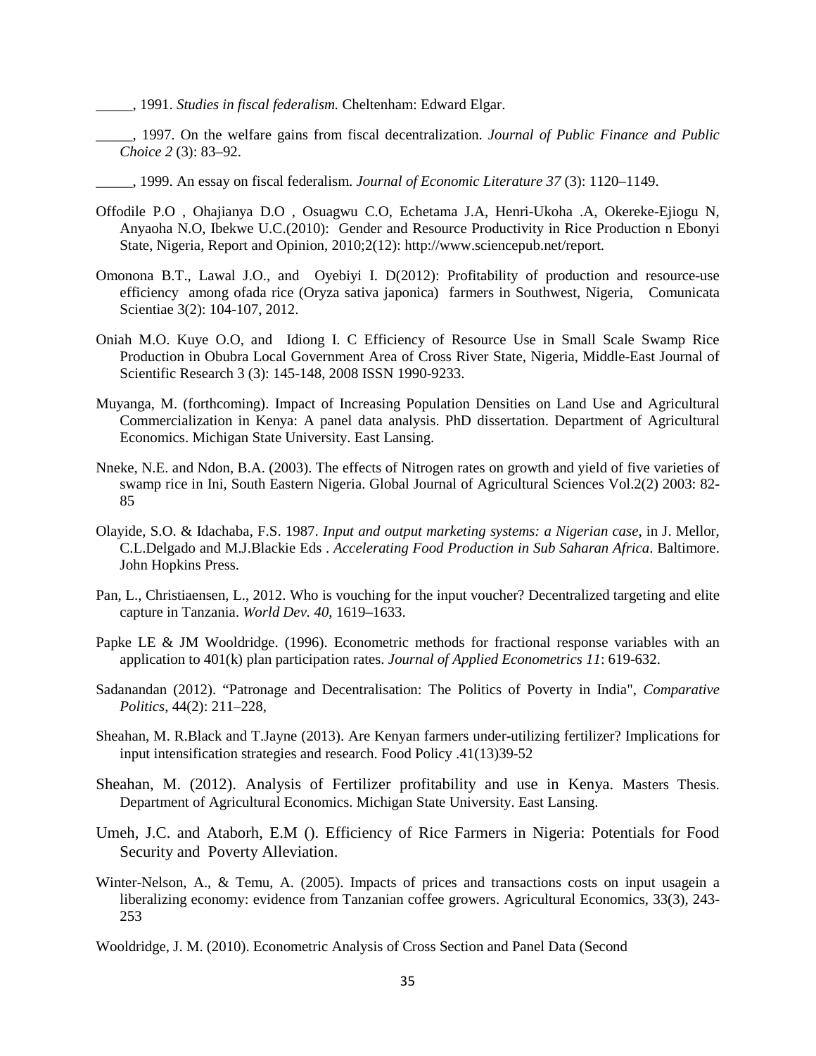_____, 1991. *Studies in fiscal federalism.* Cheltenham: Edward Elgar.

_____, 1997. On the welfare gains from fiscal decentralization. *Journal of Public Finance and Public Choice 2* (3): 83–92.

_____, 1999. An essay on fiscal federalism. *Journal of Economic Literature 37* (3): 1120–1149.

Offodile P.O , Ohajianya D.O , Osuagwu C.O, Echetama J.A, Henri-Ukoha .A, Okereke-Ejiogu N, Anyaoha N.O, Ibekwe U.C.(2010): Gender and Resource Productivity in Rice Production n Ebonyi State, Nigeria, Report and Opinion, 2010;2(12): http://www.sciencepub.net/report.

Omonona B.T., Lawal J.O., and Oyebiyi I. D(2012): Profitability of production and resource-use efficiency among ofada rice (Oryza sativa japonica) farmers in Southwest, Nigeria, Comunicata Scientiae 3(2): 104-107, 2012.

Oniah M.O. Kuye O.O, and Idiong I. C Efficiency of Resource Use in Small Scale Swamp Rice Production in Obubra Local Government Area of Cross River State, Nigeria, Middle-East Journal of Scientific Research 3 (3): 145-148, 2008 ISSN 1990-9233.

Muyanga, M. (forthcoming). Impact of Increasing Population Densities on Land Use and Agricultural Commercialization in Kenya: A panel data analysis. PhD dissertation. Department of Agricultural Economics. Michigan State University. East Lansing.

Nneke, N.E. and Ndon, B.A. (2003). The effects of Nitrogen rates on growth and yield of five varieties of swamp rice in Ini, South Eastern Nigeria. Global Journal of Agricultural Sciences Vol.2(2) 2003: 82-85

Olayide, S.O. & Idachaba, F.S. 1987. *Input and output marketing systems: a Nigerian case*, in J. Mellor, C.L.Delgado and M.J.Blackie Eds . *Accelerating Food Production in Sub Saharan Africa*. Baltimore. John Hopkins Press.

Pan, L., Christiaensen, L., 2012. Who is vouching for the input voucher? Decentralized targeting and elite capture in Tanzania. *World Dev. 40*, 1619–1633.

Papke LE & JM Wooldridge. (1996). Econometric methods for fractional response variables with an application to 401(k) plan participation rates. *Journal of Applied Econometrics 11*: 619-632.

Sadanandan (2012). "Patronage and Decentralisation: The Politics of Poverty in India", *Comparative Politics*, 44(2): 211–228,

Sheahan, M. R.Black and T.Jayne (2013). Are Kenyan farmers under-utilizing fertilizer? Implications for input intensification strategies and research. Food Policy .41(13)39-52

Sheahan, M. (2012). Analysis of Fertilizer profitability and use in Kenya. Masters Thesis. Department of Agricultural Economics. Michigan State University. East Lansing.

Umeh, J.C. and Ataborh, E.M (). Efficiency of Rice Farmers in Nigeria: Potentials for Food Security and Poverty Alleviation.

Winter-Nelson, A., & Temu, A. (2005). Impacts of prices and transactions costs on input usagein a liberalizing economy: evidence from Tanzanian coffee growers. Agricultural Economics, 33(3), 243-253

Wooldridge, J. M. (2010). Econometric Analysis of Cross Section and Panel Data (Second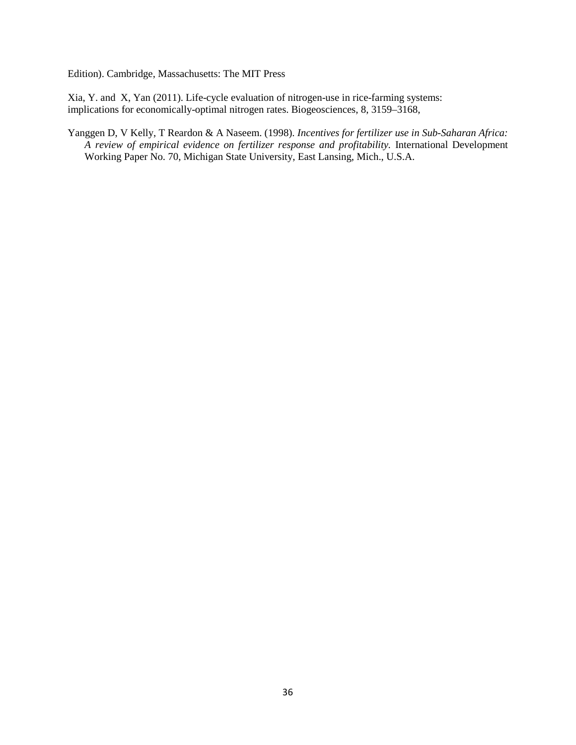Edition). Cambridge, Massachusetts: The MIT Press

Xia, Y. and X, Yan (2011). Life-cycle evaluation of nitrogen-use in rice-farming systems: implications for economically-optimal nitrogen rates. Biogeosciences, 8, 3159–3168,

Yanggen D, V Kelly, T Reardon & A Naseem. (1998). *Incentives for fertilizer use in Sub-Saharan Africa: A review of empirical evidence on fertilizer response and profitability.* International Development Working Paper No. 70, Michigan State University, East Lansing, Mich., U.S.A.